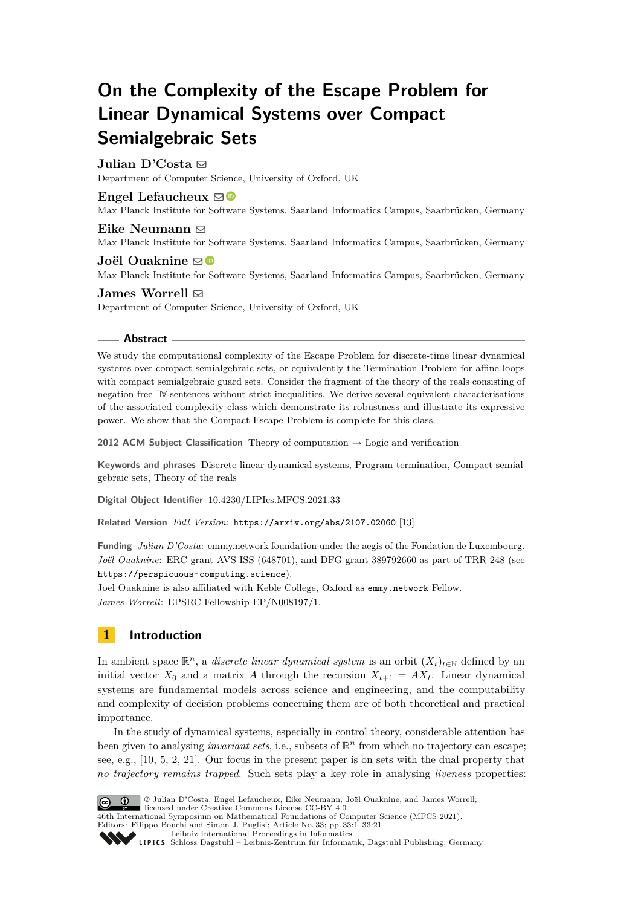# On the Complexity of the Escape Problem for Linear Dynamical Systems over Compact Semialgebraic Sets

**Julian D'Costa**
Department of Computer Science, University of Oxford, UK

**Engel Lefaucheux**
Max Planck Institute for Software Systems, Saarland Informatics Campus, Saarbrücken, Germany

**Eike Neumann**
Max Planck Institute for Software Systems, Saarland Informatics Campus, Saarbrücken, Germany

**Joël Ouaknine**
Max Planck Institute for Software Systems, Saarland Informatics Campus, Saarbrücken, Germany

**James Worrell**
Department of Computer Science, University of Oxford, UK

## Abstract

We study the computational complexity of the Escape Problem for discrete-time linear dynamical systems over compact semialgebraic sets, or equivalently the Termination Problem for affine loops with compact semialgebraic guard sets. Consider the fragment of the theory of the reals consisting of negation-free $\exists\forall$-sentences without strict inequalities. We derive several equivalent characterisations of the associated complexity class which demonstrate its robustness and illustrate its expressive power. We show that the Compact Escape Problem is complete for this class.

**2012 ACM Subject Classification** Theory of computation → Logic and verification

**Keywords and phrases** Discrete linear dynamical systems, Program termination, Compact semialgebraic sets, Theory of the reals

**Digital Object Identifier** 10.4230/LIPIcs.MFCS.2021.33

**Related Version** *Full Version*: https://arxiv.org/abs/2107.02060 [13]

**Funding** *Julian D'Costa*: emmy.network foundation under the aegis of the Fondation de Luxembourg.
*Joël Ouaknine*: ERC grant AVS-ISS (648701), and DFG grant 389792660 as part of TRR 248 (see https://perspicuous-computing.science).
Joël Ouaknine is also affiliated with Keble College, Oxford as emmy.network Fellow.
*James Worrell*: EPSRC Fellowship EP/N008197/1.

## 1 Introduction

In ambient space $\mathbb{R}^n$, a *discrete linear dynamical system* is an orbit $(X_t)_{t\in\mathbb{N}}$ defined by an initial vector $X_0$ and a matrix $A$ through the recursion $X_{t+1} = AX_t$. Linear dynamical systems are fundamental models across science and engineering, and the computability and complexity of decision problems concerning them are of both theoretical and practical importance.

In the study of dynamical systems, especially in control theory, considerable attention has been given to analysing *invariant sets*, i.e., subsets of $\mathbb{R}^n$ from which no trajectory can escape; see, e.g., [10, 5, 2, 21]. Our focus in the present paper is on sets with the dual property that *no trajectory remains trapped*. Such sets play a key role in analysing *liveness* properties: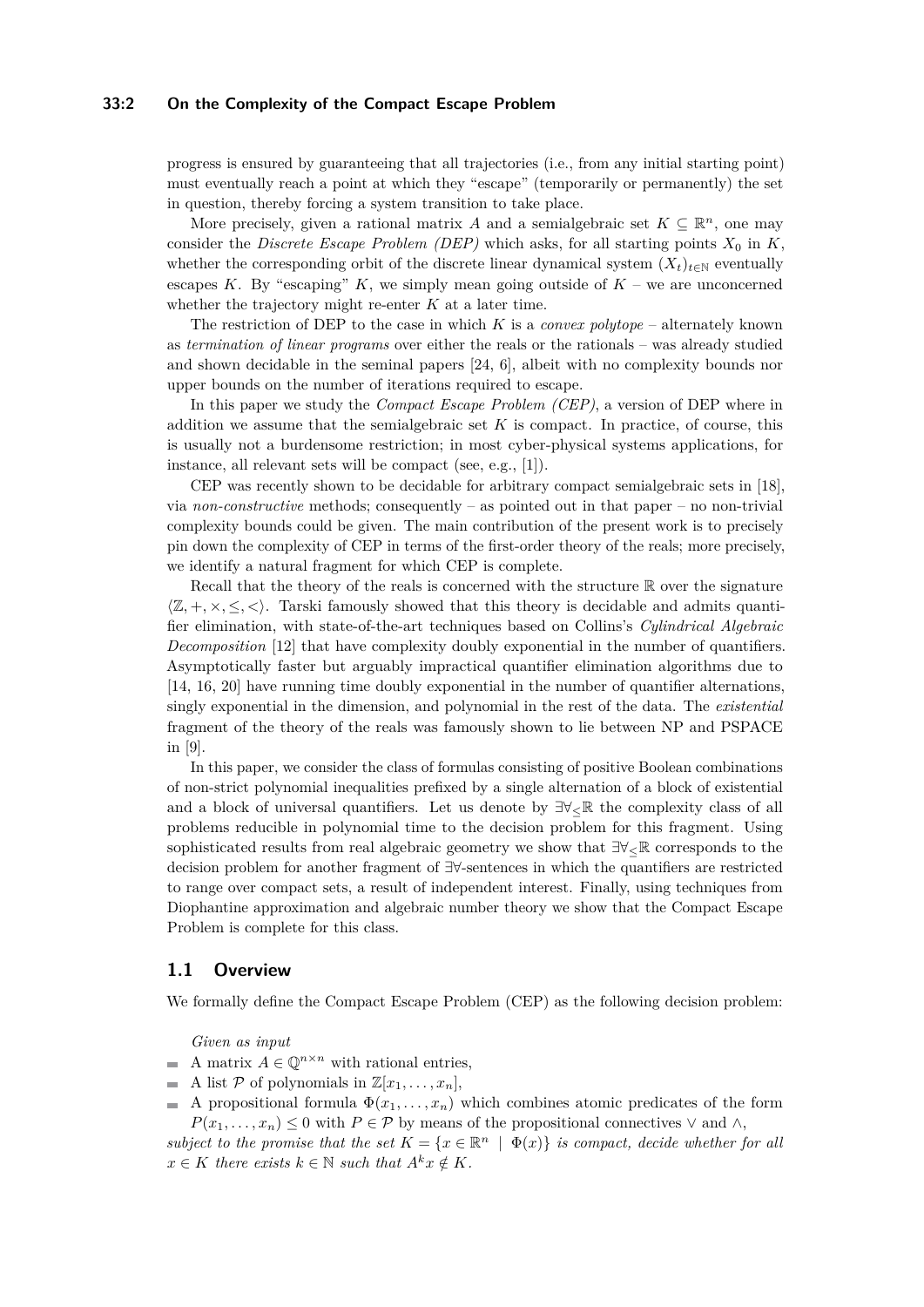progress is ensured by guaranteeing that all trajectories (i.e., from any initial starting point) must eventually reach a point at which they "escape" (temporarily or permanently) the set in question, thereby forcing a system transition to take place.

More precisely, given a rational matrix $A$ and a semialgebraic set $K \subseteq \mathbb{R}^n$, one may consider the *Discrete Escape Problem (DEP)* which asks, for all starting points $X_0$ in $K$, whether the corresponding orbit of the discrete linear dynamical system $(X_t)_{t\in\mathbb{N}}$ eventually escapes $K$. By "escaping" $K$, we simply mean going outside of $K$ – we are unconcerned whether the trajectory might re-enter $K$ at a later time.

The restriction of DEP to the case in which $K$ is a *convex polytope* – alternately known as *termination of linear programs* over either the reals or the rationals – was already studied and shown decidable in the seminal papers [24, 6], albeit with no complexity bounds nor upper bounds on the number of iterations required to escape.

In this paper we study the *Compact Escape Problem (CEP)*, a version of DEP where in addition we assume that the semialgebraic set $K$ is compact. In practice, of course, this is usually not a burdensome restriction; in most cyber-physical systems applications, for instance, all relevant sets will be compact (see, e.g., [1]).

CEP was recently shown to be decidable for arbitrary compact semialgebraic sets in [18], via *non-constructive* methods; consequently – as pointed out in that paper – no non-trivial complexity bounds could be given. The main contribution of the present work is to precisely pin down the complexity of CEP in terms of the first-order theory of the reals; more precisely, we identify a natural fragment for which CEP is complete.

Recall that the theory of the reals is concerned with the structure $\mathbb{R}$ over the signature $\langle \mathbb{Z}, +, \times, \leq, < \rangle$. Tarski famously showed that this theory is decidable and admits quantifier elimination, with state-of-the-art techniques based on Collins's *Cylindrical Algebraic Decomposition* [12] that have complexity doubly exponential in the number of quantifiers. Asymptotically faster but arguably impractical quantifier elimination algorithms due to [14, 16, 20] have running time doubly exponential in the number of quantifier alternations, singly exponential in the dimension, and polynomial in the rest of the data. The *existential* fragment of the theory of the reals was famously shown to lie between NP and PSPACE in [9].

In this paper, we consider the class of formulas consisting of positive Boolean combinations of non-strict polynomial inequalities prefixed by a single alternation of a block of existential and a block of universal quantifiers. Let us denote by $\exists\forall_{\leq}\mathbb{R}$ the complexity class of all problems reducible in polynomial time to the decision problem for this fragment. Using sophisticated results from real algebraic geometry we show that $\exists\forall_{\leq}\mathbb{R}$ corresponds to the decision problem for another fragment of $\exists\forall$-sentences in which the quantifiers are restricted to range over compact sets, a result of independent interest. Finally, using techniques from Diophantine approximation and algebraic number theory we show that the Compact Escape Problem is complete for this class.

## 1.1 Overview

We formally define the Compact Escape Problem (CEP) as the following decision problem:

*Given as input*

- A matrix $A \in \mathbb{Q}^{n\times n}$ with rational entries,
- A list $\mathcal{P}$ of polynomials in $\mathbb{Z}[x_1, \ldots, x_n]$,
- A propositional formula $\Phi(x_1, \ldots, x_n)$ which combines atomic predicates of the form $P(x_1, \ldots, x_n) \leq 0$ with $P \in \mathcal{P}$ by means of the propositional connectives $\vee$ and $\wedge$,

*subject to the promise that the set $K = \{x \in \mathbb{R}^n \mid \Phi(x)\}$ is compact, decide whether for all $x \in K$ there exists $k \in \mathbb{N}$ such that $A^k x \notin K$.*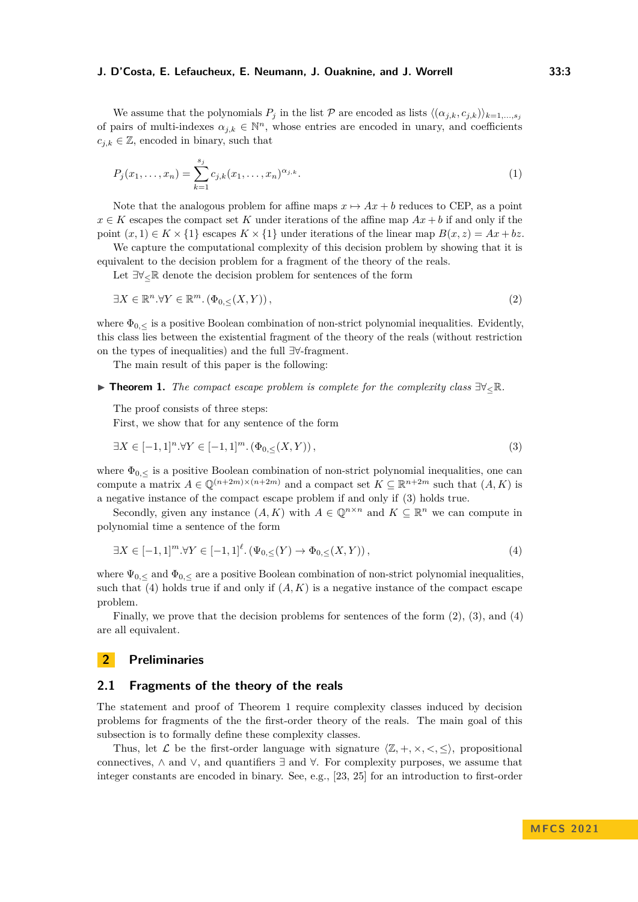We assume that the polynomials $P_j$ in the list $\mathcal{P}$ are encoded as lists $\langle(\alpha_{j,k}, c_{j,k})\rangle_{k=1,\dots,s_j}$ of pairs of multi-indexes $\alpha_{j,k} \in \mathbb{N}^n$, whose entries are encoded in unary, and coefficients $c_{j,k} \in \mathbb{Z}$, encoded in binary, such that

$$P_j(x_1, \dots, x_n) = \sum_{k=1}^{s_j} c_{j,k}(x_1, \dots, x_n)^{\alpha_{j,k}}. \tag{1}$$

Note that the analogous problem for affine maps $x \mapsto Ax + b$ reduces to CEP, as a point $x \in K$ escapes the compact set $K$ under iterations of the affine map $Ax + b$ if and only if the point $(x, 1) \in K \times \{1\}$ escapes $K \times \{1\}$ under iterations of the linear map $B(x, z) = Ax + bz$.

We capture the computational complexity of this decision problem by showing that it is equivalent to the decision problem for a fragment of the theory of the reals.

Let $\exists\forall_{\leq}\mathbb{R}$ denote the decision problem for sentences of the form

$$\exists X \in \mathbb{R}^n.\forall Y \in \mathbb{R}^m.\, (\Phi_{0,\leq}(X, Y)), \tag{2}$$

where $\Phi_{0,\leq}$ is a positive Boolean combination of non-strict polynomial inequalities. Evidently, this class lies between the existential fragment of the theory of the reals (without restriction on the types of inequalities) and the full $\exists\forall$-fragment.

The main result of this paper is the following:

▶ **Theorem 1.** *The compact escape problem is complete for the complexity class $\exists\forall_{\leq}\mathbb{R}$.*

The proof consists of three steps:

First, we show that for any sentence of the form

$$\exists X \in [-1, 1]^n.\forall Y \in [-1, 1]^m.\, (\Phi_{0,\leq}(X, Y)), \tag{3}$$

where $\Phi_{0,\leq}$ is a positive Boolean combination of non-strict polynomial inequalities, one can compute a matrix $A \in \mathbb{Q}^{(n+2m)\times(n+2m)}$ and a compact set $K \subseteq \mathbb{R}^{n+2m}$ such that $(A, K)$ is a negative instance of the compact escape problem if and only if (3) holds true.

Secondly, given any instance $(A, K)$ with $A \in \mathbb{Q}^{n\times n}$ and $K \subseteq \mathbb{R}^n$ we can compute in polynomial time a sentence of the form

$$\exists X \in [-1, 1]^m.\forall Y \in [-1, 1]^\ell.\, (\Psi_{0,\leq}(Y) \to \Phi_{0,\leq}(X, Y)), \tag{4}$$

where $\Psi_{0,\leq}$ and $\Phi_{0,\leq}$ are a positive Boolean combination of non-strict polynomial inequalities, such that (4) holds true if and only if $(A, K)$ is a negative instance of the compact escape problem.

Finally, we prove that the decision problems for sentences of the form (2), (3), and (4) are all equivalent.

## 2 Preliminaries

### 2.1 Fragments of the theory of the reals

The statement and proof of Theorem 1 require complexity classes induced by decision problems for fragments of the the first-order theory of the reals. The main goal of this subsection is to formally define these complexity classes.

Thus, let $\mathcal{L}$ be the first-order language with signature $\langle\mathbb{Z}, +, \times, <, \leq\rangle$, propositional connectives, $\wedge$ and $\vee$, and quantifiers $\exists$ and $\forall$. For complexity purposes, we assume that integer constants are encoded in binary. See, e.g., [23, 25] for an introduction to first-order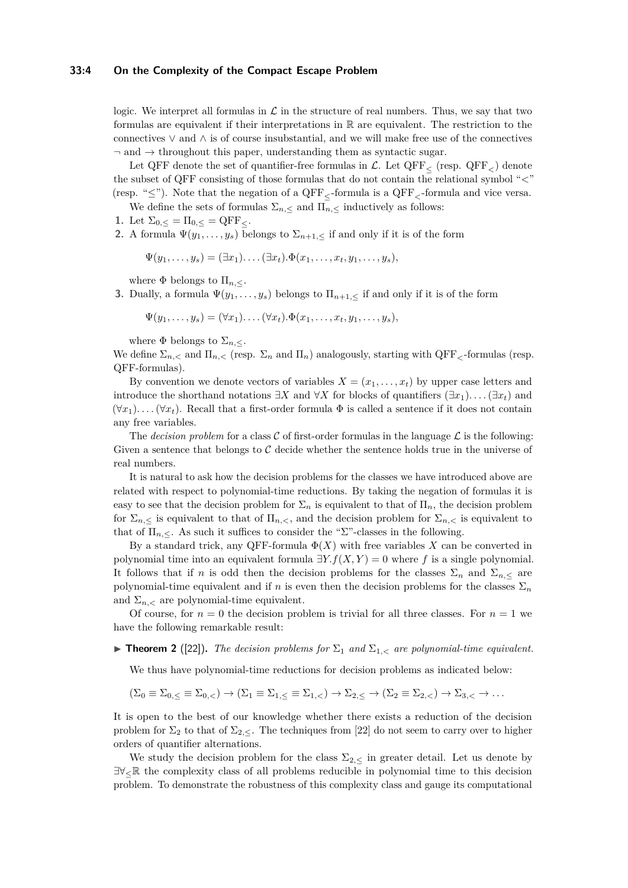logic. We interpret all formulas in $\mathcal{L}$ in the structure of real numbers. Thus, we say that two formulas are equivalent if their interpretations in $\mathbb{R}$ are equivalent. The restriction to the connectives $\vee$ and $\wedge$ is of course insubstantial, and we will make free use of the connectives $\neg$ and $\rightarrow$ throughout this paper, understanding them as syntactic sugar.

Let QFF denote the set of quantifier-free formulas in $\mathcal{L}$. Let $\text{QFF}_{\leq}$ (resp. $\text{QFF}_{<}$) denote the subset of QFF consisting of those formulas that do not contain the relational symbol "$<$" (resp. "$\leq$"). Note that the negation of a $\text{QFF}_{\leq}$-formula is a $\text{QFF}_{<}$-formula and vice versa.

We define the sets of formulas $\Sigma_{n,\leq}$ and $\Pi_{n,\leq}$ inductively as follows:

1. Let $\Sigma_{0,\leq} = \Pi_{0,\leq} = \text{QFF}_{\leq}$.
2. A formula $\Psi(y_1, \ldots, y_s)$ belongs to $\Sigma_{n+1,\leq}$ if and only if it is of the form
$$\Psi(y_1, \ldots, y_s) = (\exists x_1). \ldots (\exists x_t).\Phi(x_1, \ldots, x_t, y_1, \ldots, y_s),$$
where $\Phi$ belongs to $\Pi_{n,\leq}$.
3. Dually, a formula $\Psi(y_1, \ldots, y_s)$ belongs to $\Pi_{n+1,\leq}$ if and only if it is of the form
$$\Psi(y_1, \ldots, y_s) = (\forall x_1). \ldots (\forall x_t).\Phi(x_1, \ldots, x_t, y_1, \ldots, y_s),$$
where $\Phi$ belongs to $\Sigma_{n,\leq}$.

We define $\Sigma_{n,<}$ and $\Pi_{n,<}$ (resp. $\Sigma_n$ and $\Pi_n$) analogously, starting with $\text{QFF}_{<}$-formulas (resp. QFF-formulas).

By convention we denote vectors of variables $X = (x_1, \ldots, x_t)$ by upper case letters and introduce the shorthand notations $\exists X$ and $\forall X$ for blocks of quantifiers $(\exists x_1). \ldots (\exists x_t)$ and $(\forall x_1). \ldots (\forall x_t)$. Recall that a first-order formula $\Phi$ is called a sentence if it does not contain any free variables.

The *decision problem* for a class $\mathcal{C}$ of first-order formulas in the language $\mathcal{L}$ is the following: Given a sentence that belongs to $\mathcal{C}$ decide whether the sentence holds true in the universe of real numbers.

It is natural to ask how the decision problems for the classes we have introduced above are related with respect to polynomial-time reductions. By taking the negation of formulas it is easy to see that the decision problem for $\Sigma_n$ is equivalent to that of $\Pi_n$, the decision problem for $\Sigma_{n,\leq}$ is equivalent to that of $\Pi_{n,<}$, and the decision problem for $\Sigma_{n,<}$ is equivalent to that of $\Pi_{n,\leq}$. As such it suffices to consider the "$\Sigma$"-classes in the following.

By a standard trick, any QFF-formula $\Phi(X)$ with free variables $X$ can be converted in polynomial time into an equivalent formula $\exists Y.f(X,Y) = 0$ where $f$ is a single polynomial. It follows that if $n$ is odd then the decision problems for the classes $\Sigma_n$ and $\Sigma_{n,\leq}$ are polynomial-time equivalent and if $n$ is even then the decision problems for the classes $\Sigma_n$ and $\Sigma_{n,<}$ are polynomial-time equivalent.

Of course, for $n = 0$ the decision problem is trivial for all three classes. For $n = 1$ we have the following remarkable result:

▶ **Theorem 2** ([22]). *The decision problems for $\Sigma_1$ and $\Sigma_{1,<}$ are polynomial-time equivalent.*

We thus have polynomial-time reductions for decision problems as indicated below:

$$(\Sigma_0 \equiv \Sigma_{0,\leq} \equiv \Sigma_{0,<}) \rightarrow (\Sigma_1 \equiv \Sigma_{1,\leq} \equiv \Sigma_{1,<}) \rightarrow \Sigma_{2,\leq} \rightarrow (\Sigma_2 \equiv \Sigma_{2,<}) \rightarrow \Sigma_{3,<} \rightarrow \ldots$$

It is open to the best of our knowledge whether there exists a reduction of the decision problem for $\Sigma_2$ to that of $\Sigma_{2,\leq}$. The techniques from [22] do not seem to carry over to higher orders of quantifier alternations.

We study the decision problem for the class $\Sigma_{2,\leq}$ in greater detail. Let us denote by $\exists\forall_{\leq}\mathbb{R}$ the complexity class of all problems reducible in polynomial time to this decision problem. To demonstrate the robustness of this complexity class and gauge its computational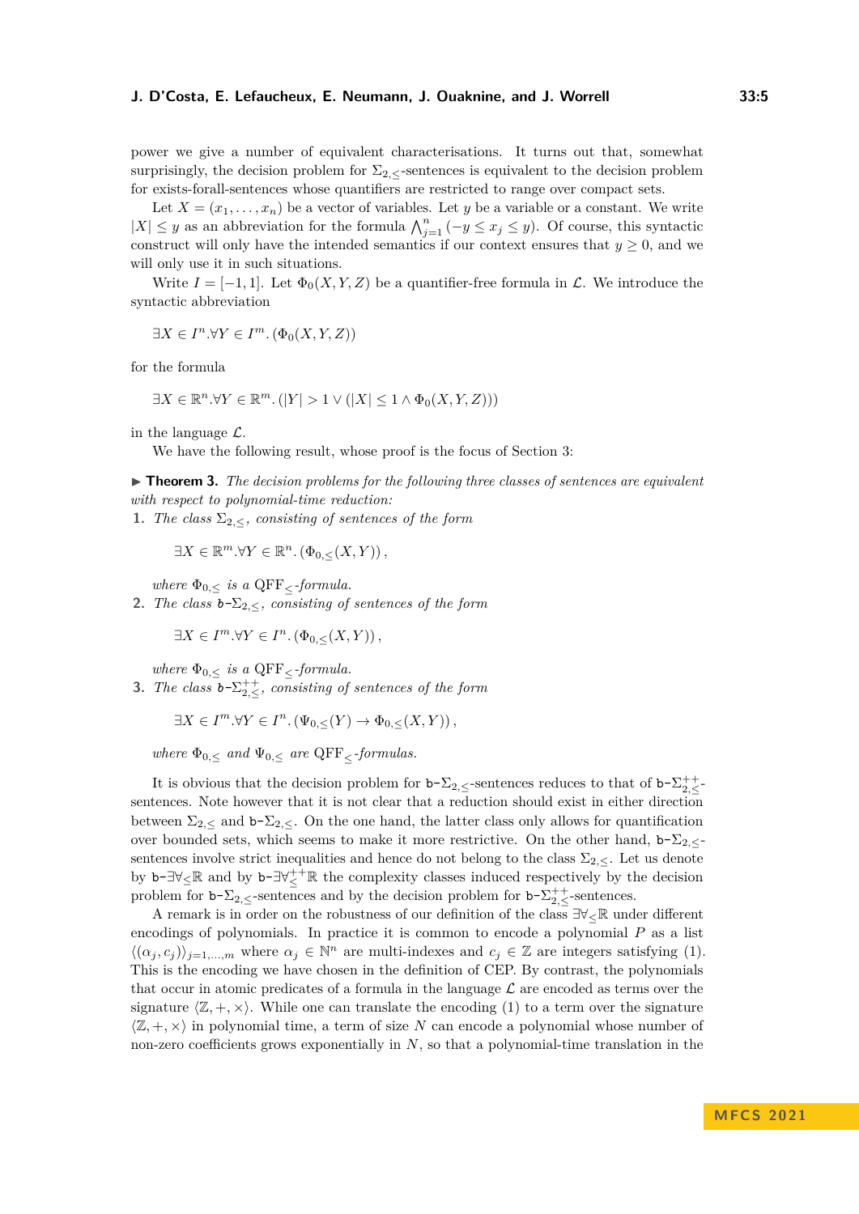power we give a number of equivalent characterisations. It turns out that, somewhat surprisingly, the decision problem for $\Sigma_{2,\leq}$-sentences is equivalent to the decision problem for exists-forall-sentences whose quantifiers are restricted to range over compact sets.

Let $X = (x_1, \ldots, x_n)$ be a vector of variables. Let $y$ be a variable or a constant. We write $|X| \leq y$ as an abbreviation for the formula $\bigwedge_{j=1}^{n} (-y \leq x_j \leq y)$. Of course, this syntactic construct will only have the intended semantics if our context ensures that $y \geq 0$, and we will only use it in such situations.

Write $I = [-1, 1]$. Let $\Phi_0(X, Y, Z)$ be a quantifier-free formula in $\mathcal{L}$. We introduce the syntactic abbreviation

$$\exists X \in I^n . \forall Y \in I^m . \left(\Phi_0(X, Y, Z)\right)$$

for the formula

$$\exists X \in \mathbb{R}^n . \forall Y \in \mathbb{R}^m . \left(|Y| > 1 \vee (|X| \leq 1 \wedge \Phi_0(X, Y, Z))\right)$$

in the language $\mathcal{L}$.

We have the following result, whose proof is the focus of Section 3:

▶ **Theorem 3.** *The decision problems for the following three classes of sentences are equivalent with respect to polynomial-time reduction:*

1. *The class $\Sigma_{2,\leq}$, consisting of sentences of the form*

   $$\exists X \in \mathbb{R}^m . \forall Y \in \mathbb{R}^n . \left(\Phi_{0,\leq}(X, Y)\right),$$

   *where $\Phi_{0,\leq}$ is a $\mathrm{QFF}_{\leq}$-formula.*
2. *The class $\mathtt{b}\text{-}\Sigma_{2,\leq}$, consisting of sentences of the form*

   $$\exists X \in I^m . \forall Y \in I^n . \left(\Phi_{0,\leq}(X, Y)\right),$$

   *where $\Phi_{0,\leq}$ is a $\mathrm{QFF}_{\leq}$-formula.*
3. *The class $\mathtt{b}\text{-}\Sigma_{2,\leq}^{++}$, consisting of sentences of the form*

   $$\exists X \in I^m . \forall Y \in I^n . \left(\Psi_{0,\leq}(Y) \rightarrow \Phi_{0,\leq}(X, Y)\right),$$

   *where $\Phi_{0,\leq}$ and $\Psi_{0,\leq}$ are $\mathrm{QFF}_{\leq}$-formulas.*

It is obvious that the decision problem for $\mathtt{b}\text{-}\Sigma_{2,\leq}$-sentences reduces to that of $\mathtt{b}\text{-}\Sigma_{2,\leq}^{++}$-sentences. Note however that it is not clear that a reduction should exist in either direction between $\Sigma_{2,\leq}$ and $\mathtt{b}\text{-}\Sigma_{2,\leq}$. On the one hand, the latter class only allows for quantification over bounded sets, which seems to make it more restrictive. On the other hand, $\mathtt{b}\text{-}\Sigma_{2,\leq}$-sentences involve strict inequalities and hence do not belong to the class $\Sigma_{2,\leq}$. Let us denote by $\mathtt{b}\text{-}\exists\forall_{\leq}\mathbb{R}$ and by $\mathtt{b}\text{-}\exists\forall_{\leq}^{++}\mathbb{R}$ the complexity classes induced respectively by the decision problem for $\mathtt{b}\text{-}\Sigma_{2,\leq}$-sentences and by the decision problem for $\mathtt{b}\text{-}\Sigma_{2,\leq}^{++}$-sentences.

A remark is in order on the robustness of our definition of the class $\exists\forall_{\leq}\mathbb{R}$ under different encodings of polynomials. In practice it is common to encode a polynomial $P$ as a list $\langle(\alpha_j, c_j)\rangle_{j=1,\ldots,m}$ where $\alpha_j \in \mathbb{N}^n$ are multi-indexes and $c_j \in \mathbb{Z}$ are integers satisfying (1). This is the encoding we have chosen in the definition of CEP. By contrast, the polynomials that occur in atomic predicates of a formula in the language $\mathcal{L}$ are encoded as terms over the signature $\langle\mathbb{Z}, +, \times\rangle$. While one can translate the encoding (1) to a term over the signature $\langle\mathbb{Z}, +, \times\rangle$ in polynomial time, a term of size $N$ can encode a polynomial whose number of non-zero coefficients grows exponentially in $N$, so that a polynomial-time translation in the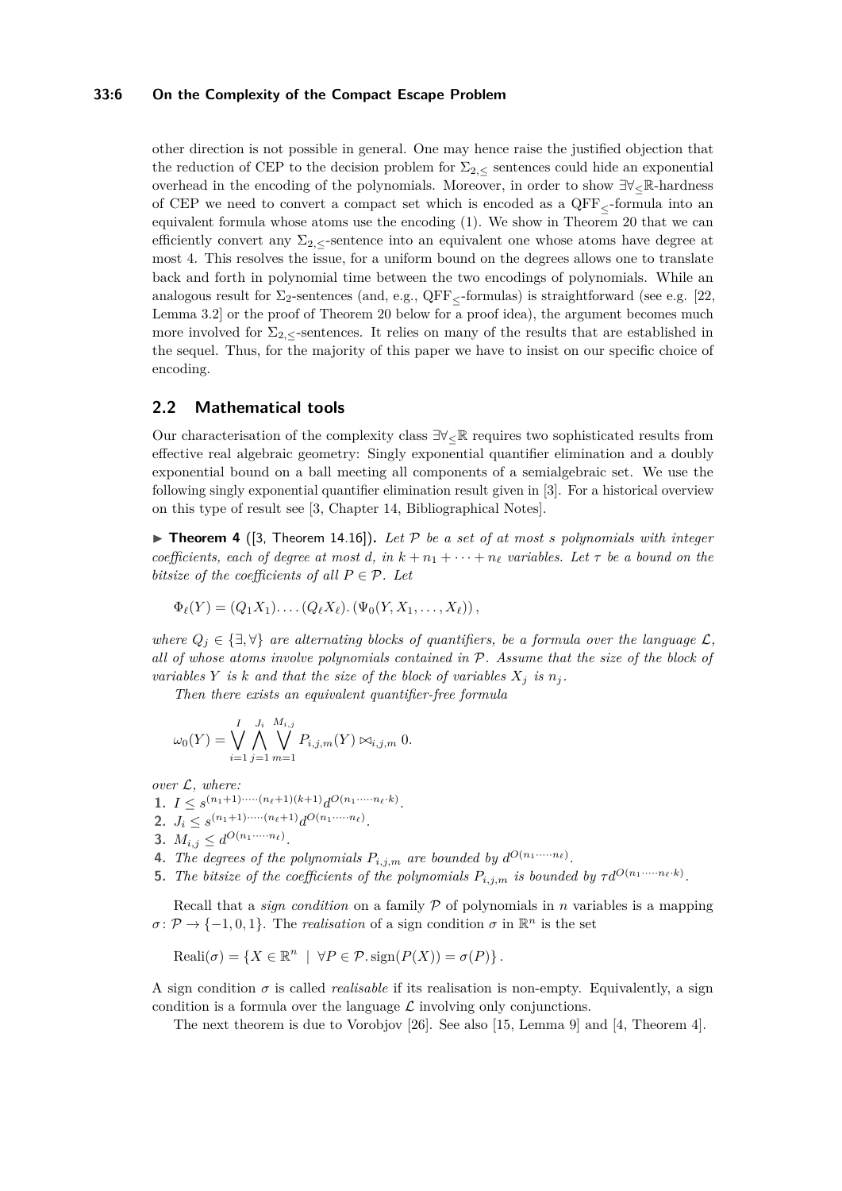other direction is not possible in general. One may hence raise the justified objection that the reduction of CEP to the decision problem for $\Sigma_{2,\leq}$ sentences could hide an exponential overhead in the encoding of the polynomials. Moreover, in order to show $\exists\forall_{\leq}\mathbb{R}$-hardness of CEP we need to convert a compact set which is encoded as a $\mathrm{QFF}_{\leq}$-formula into an equivalent formula whose atoms use the encoding (1). We show in Theorem 20 that we can efficiently convert any $\Sigma_{2,\leq}$-sentence into an equivalent one whose atoms have degree at most 4. This resolves the issue, for a uniform bound on the degrees allows one to translate back and forth in polynomial time between the two encodings of polynomials. While an analogous result for $\Sigma_2$-sentences (and, e.g., $\mathrm{QFF}_{\leq}$-formulas) is straightforward (see e.g. [22, Lemma 3.2] or the proof of Theorem 20 below for a proof idea), the argument becomes much more involved for $\Sigma_{2,\leq}$-sentences. It relies on many of the results that are established in the sequel. Thus, for the majority of this paper we have to insist on our specific choice of encoding.

## 2.2 Mathematical tools

Our characterisation of the complexity class $\exists\forall_{\leq}\mathbb{R}$ requires two sophisticated results from effective real algebraic geometry: Singly exponential quantifier elimination and a doubly exponential bound on a ball meeting all components of a semialgebraic set. We use the following singly exponential quantifier elimination result given in [3]. For a historical overview on this type of result see [3, Chapter 14, Bibliographical Notes].

► **Theorem 4** ([3, Theorem 14.16]). *Let $\mathcal{P}$ be a set of at most $s$ polynomials with integer coefficients, each of degree at most $d$, in $k + n_1 + \cdots + n_\ell$ variables. Let $\tau$ be a bound on the bitsize of the coefficients of all $P \in \mathcal{P}$. Let*

$$\Phi_\ell(Y) = (Q_1 X_1). \dots (Q_\ell X_\ell). (\Psi_0(Y, X_1, \dots, X_\ell)),$$

*where $Q_j \in \{\exists, \forall\}$ are alternating blocks of quantifiers, be a formula over the language $\mathcal{L}$, all of whose atoms involve polynomials contained in $\mathcal{P}$. Assume that the size of the block of variables $Y$ is $k$ and that the size of the block of variables $X_j$ is $n_j$.*

*Then there exists an equivalent quantifier-free formula*

$$\omega_0(Y) = \bigvee_{i=1}^{I} \bigwedge_{j=1}^{J_i} \bigvee_{m=1}^{M_{i,j}} P_{i,j,m}(Y) \bowtie_{i,j,m} 0.$$

*over $\mathcal{L}$, where:*

1. $I \leq s^{(n_1+1)\cdot\dots\cdot(n_\ell+1)(k+1)} d^{O(n_1\cdot\dots\cdot n_\ell \cdot k)}$.
2. $J_i \leq s^{(n_1+1)\cdot\dots\cdot(n_\ell+1)} d^{O(n_1\cdot\dots\cdot n_\ell)}$.
3. $M_{i,j} \leq d^{O(n_1\cdot\dots\cdot n_\ell)}$.
4. *The degrees of the polynomials $P_{i,j,m}$ are bounded by $d^{O(n_1\cdot\dots\cdot n_\ell)}$.*
5. *The bitsize of the coefficients of the polynomials $P_{i,j,m}$ is bounded by $\tau d^{O(n_1\cdot\dots\cdot n_\ell \cdot k)}$.*

Recall that a *sign condition* on a family $\mathcal{P}$ of polynomials in $n$ variables is a mapping $\sigma\colon \mathcal{P} \to \{-1, 0, 1\}$. The *realisation* of a sign condition $\sigma$ in $\mathbb{R}^n$ is the set

$$\mathrm{Reali}(\sigma) = \{X \in \mathbb{R}^n \mid \forall P \in \mathcal{P}. \operatorname{sign}(P(X)) = \sigma(P)\}.$$

A sign condition $\sigma$ is called *realisable* if its realisation is non-empty. Equivalently, a sign condition is a formula over the language $\mathcal{L}$ involving only conjunctions.

The next theorem is due to Vorobjov [26]. See also [15, Lemma 9] and [4, Theorem 4].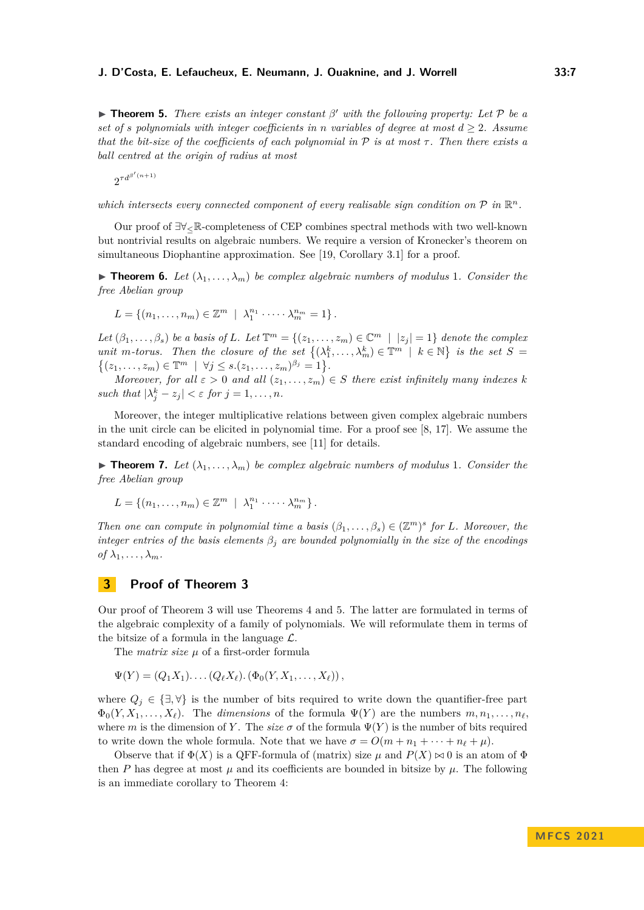▶ **Theorem 5.** *There exists an integer constant $\beta'$ with the following property: Let $\mathcal{P}$ be a set of $s$ polynomials with integer coefficients in $n$ variables of degree at most $d \geq 2$. Assume that the bit-size of the coefficients of each polynomial in $\mathcal{P}$ is at most $\tau$. Then there exists a ball centred at the origin of radius at most*

$$2^{\tau d^{\beta'(n+1)}}$$

*which intersects every connected component of every realisable sign condition on $\mathcal{P}$ in $\mathbb{R}^n$.*

Our proof of $\exists\forall_{\leq}\mathbb{R}$-completeness of CEP combines spectral methods with two well-known but nontrivial results on algebraic numbers. We require a version of Kronecker's theorem on simultaneous Diophantine approximation. See [19, Corollary 3.1] for a proof.

▶ **Theorem 6.** *Let $(\lambda_1, \dots, \lambda_m)$ be complex algebraic numbers of modulus 1. Consider the free Abelian group*

$$L = \{(n_1, \dots, n_m) \in \mathbb{Z}^m \mid \lambda_1^{n_1} \cdot \dots \cdot \lambda_m^{n_m} = 1\}.$$

*Let $(\beta_1, \dots, \beta_s)$ be a basis of $L$. Let $\mathbb{T}^m = \{(z_1, \dots, z_m) \in \mathbb{C}^m \mid |z_j| = 1\}$ denote the complex unit $m$-torus. Then the closure of the set $\{(\lambda_1^k, \dots, \lambda_m^k) \in \mathbb{T}^m \mid k \in \mathbb{N}\}$ is the set $S = \{(z_1, \dots, z_m) \in \mathbb{T}^m \mid \forall j \leq s. (z_1, \dots, z_m)^{\beta_j} = 1\}$.*

*Moreover, for all $\varepsilon > 0$ and all $(z_1, \dots, z_m) \in S$ there exist infinitely many indexes $k$ such that $|\lambda_j^k - z_j| < \varepsilon$ for $j = 1, \dots, n$.*

Moreover, the integer multiplicative relations between given complex algebraic numbers in the unit circle can be elicited in polynomial time. For a proof see [8, 17]. We assume the standard encoding of algebraic numbers, see [11] for details.

▶ **Theorem 7.** *Let $(\lambda_1, \dots, \lambda_m)$ be complex algebraic numbers of modulus 1. Consider the free Abelian group*

$$L = \{(n_1, \dots, n_m) \in \mathbb{Z}^m \mid \lambda_1^{n_1} \cdot \dots \cdot \lambda_m^{n_m}\}.$$

*Then one can compute in polynomial time a basis $(\beta_1, \dots, \beta_s) \in (\mathbb{Z}^m)^s$ for $L$. Moreover, the integer entries of the basis elements $\beta_j$ are bounded polynomially in the size of the encodings of $\lambda_1, \dots, \lambda_m$.*

## 3 Proof of Theorem 3

Our proof of Theorem 3 will use Theorems 4 and 5. The latter are formulated in terms of the algebraic complexity of a family of polynomials. We will reformulate them in terms of the bitsize of a formula in the language $\mathcal{L}$.

The *matrix size* $\mu$ of a first-order formula

$$\Psi(Y) = (Q_1 X_1). \dots (Q_\ell X_\ell). (\Phi_0(Y, X_1, \dots, X_\ell)),$$

where $Q_j \in \{\exists, \forall\}$ is the number of bits required to write down the quantifier-free part $\Phi_0(Y, X_1, \dots, X_\ell)$. The *dimensions* of the formula $\Psi(Y)$ are the numbers $m, n_1, \dots, n_\ell$, where $m$ is the dimension of $Y$. The *size* $\sigma$ of the formula $\Psi(Y)$ is the number of bits required to write down the whole formula. Note that we have $\sigma = O(m + n_1 + \dots + n_\ell + \mu)$.

Observe that if $\Phi(X)$ is a QFF-formula of (matrix) size $\mu$ and $P(X) \bowtie 0$ is an atom of $\Phi$ then $P$ has degree at most $\mu$ and its coefficients are bounded in bitsize by $\mu$. The following is an immediate corollary to Theorem 4: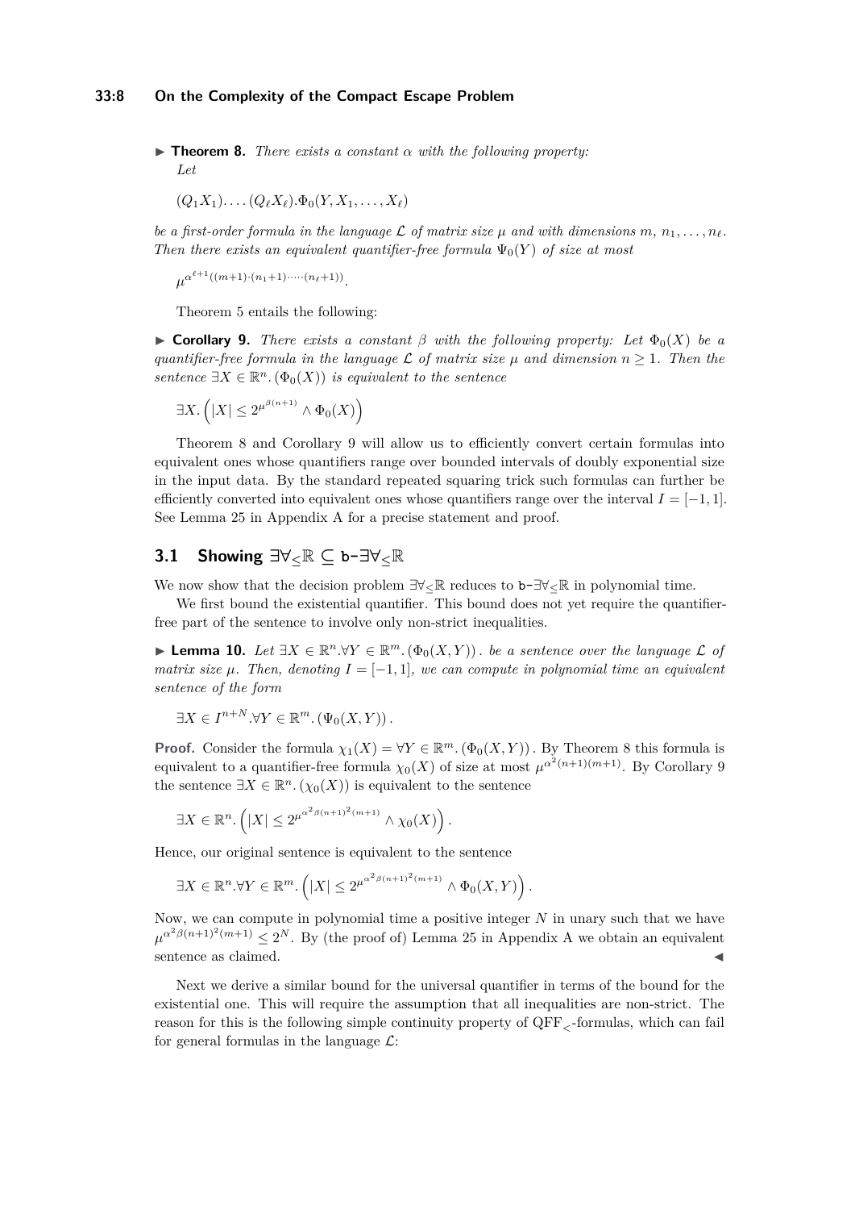▶ **Theorem 8.** *There exists a constant $\alpha$ with the following property: Let*

$$(Q_1 X_1). \ldots . (Q_\ell X_\ell). \Phi_0(Y, X_1, \ldots, X_\ell)$$

*be a first-order formula in the language $\mathcal{L}$ of matrix size $\mu$ and with dimensions $m$, $n_1, \ldots, n_\ell$. Then there exists an equivalent quantifier-free formula $\Psi_0(Y)$ of size at most*

$$\mu^{\alpha^{\ell+1}((m+1)\cdot(n_1+1)\cdot\dots\cdot(n_\ell+1))}.$$

Theorem 5 entails the following:

▶ **Corollary 9.** *There exists a constant $\beta$ with the following property: Let $\Phi_0(X)$ be a quantifier-free formula in the language $\mathcal{L}$ of matrix size $\mu$ and dimension $n \geq 1$. Then the sentence $\exists X \in \mathbb{R}^n. (\Phi_0(X))$ is equivalent to the sentence*

$$\exists X. \left(|X| \leq 2^{\mu^{\beta(n+1)}} \wedge \Phi_0(X)\right)$$

Theorem 8 and Corollary 9 will allow us to efficiently convert certain formulas into equivalent ones whose quantifiers range over bounded intervals of doubly exponential size in the input data. By the standard repeated squaring trick such formulas can further be efficiently converted into equivalent ones whose quantifiers range over the interval $I = [-1, 1]$. See Lemma 25 in Appendix A for a precise statement and proof.

## 3.1 Showing $\exists\forall_{\leq}\mathbb{R} \subseteq$ b-$\exists\forall_{\leq}\mathbb{R}$

We now show that the decision problem $\exists\forall_{\leq}\mathbb{R}$ reduces to b-$\exists\forall_{\leq}\mathbb{R}$ in polynomial time.

We first bound the existential quantifier. This bound does not yet require the quantifier-free part of the sentence to involve only non-strict inequalities.

▶ **Lemma 10.** *Let $\exists X \in \mathbb{R}^n . \forall Y \in \mathbb{R}^m . (\Phi_0(X, Y))$. be a sentence over the language $\mathcal{L}$ of matrix size $\mu$. Then, denoting $I = [-1, 1]$, we can compute in polynomial time an equivalent sentence of the form*

$$\exists X \in I^{n+N} . \forall Y \in \mathbb{R}^m . (\Psi_0(X, Y)).$$

**Proof.** Consider the formula $\chi_1(X) = \forall Y \in \mathbb{R}^m . (\Phi_0(X, Y))$. By Theorem 8 this formula is equivalent to a quantifier-free formula $\chi_0(X)$ of size at most $\mu^{\alpha^2(n+1)(m+1)}$. By Corollary 9 the sentence $\exists X \in \mathbb{R}^n . (\chi_0(X))$ is equivalent to the sentence

$$\exists X \in \mathbb{R}^n . \left(|X| \leq 2^{\mu^{\alpha^2\beta(n+1)^2(m+1)}} \wedge \chi_0(X)\right).$$

Hence, our original sentence is equivalent to the sentence

$$\exists X \in \mathbb{R}^n . \forall Y \in \mathbb{R}^m . \left(|X| \leq 2^{\mu^{\alpha^2\beta(n+1)^2(m+1)}} \wedge \Phi_0(X, Y)\right).$$

Now, we can compute in polynomial time a positive integer $N$ in unary such that we have $\mu^{\alpha^2\beta(n+1)^2(m+1)} \leq 2^N$. By (the proof of) Lemma 25 in Appendix A we obtain an equivalent sentence as claimed. ◀

Next we derive a similar bound for the universal quantifier in terms of the bound for the existential one. This will require the assumption that all inequalities are non-strict. The reason for this is the following simple continuity property of $\text{QFF}_{\leq}$-formulas, which can fail for general formulas in the language $\mathcal{L}$: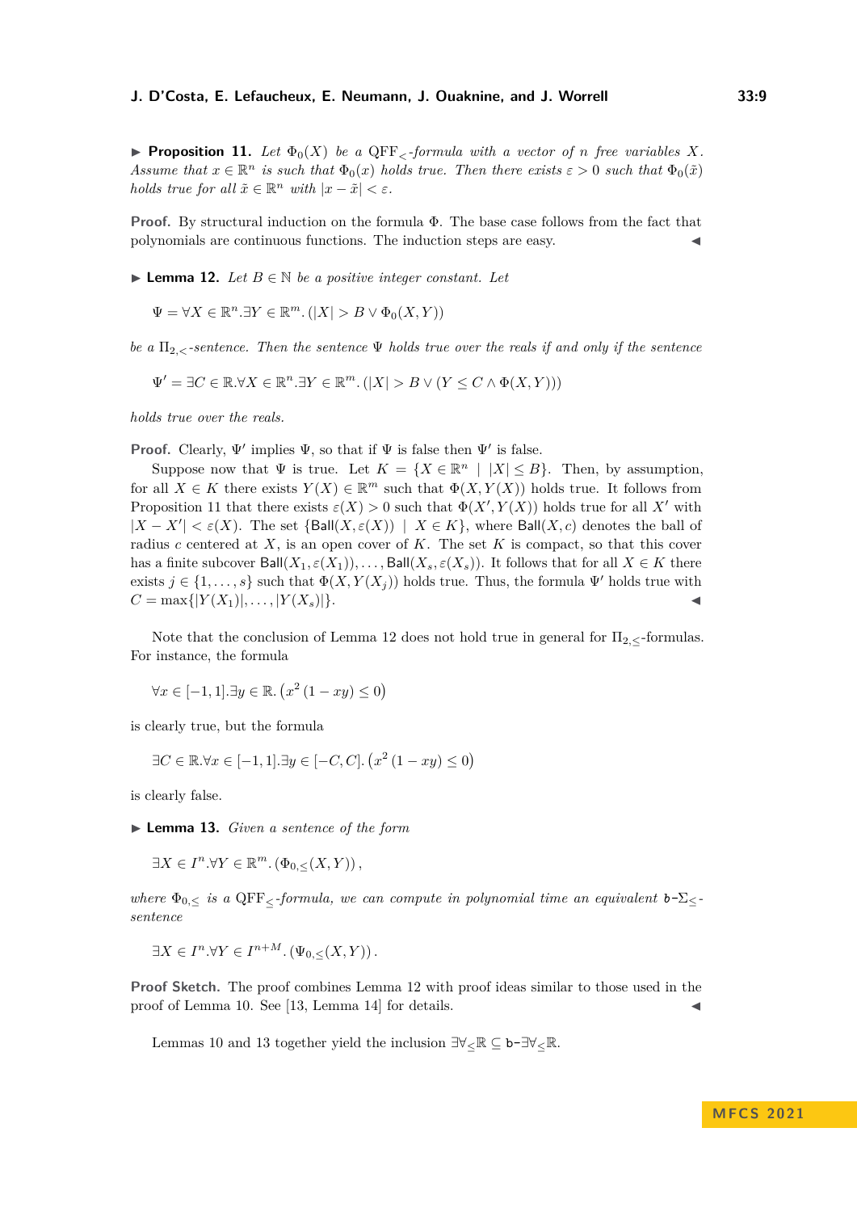▶ **Proposition 11.** *Let $\Phi_0(X)$ be a $\mathrm{QFF}_<$-formula with a vector of $n$ free variables $X$. Assume that $x \in \mathbb{R}^n$ is such that $\Phi_0(x)$ holds true. Then there exists $\varepsilon > 0$ such that $\Phi_0(\tilde{x})$ holds true for all $\tilde{x} \in \mathbb{R}^n$ with $|x - \tilde{x}| < \varepsilon$.*

**Proof.** By structural induction on the formula $\Phi$. The base case follows from the fact that polynomials are continuous functions. The induction steps are easy. ◀

▶ **Lemma 12.** *Let $B \in \mathbb{N}$ be a positive integer constant. Let*

$$\Psi = \forall X \in \mathbb{R}^n . \exists Y \in \mathbb{R}^m . (|X| > B \vee \Phi_0(X, Y))$$

*be a $\Pi_{2,<}$-sentence. Then the sentence $\Psi$ holds true over the reals if and only if the sentence*

$$\Psi' = \exists C \in \mathbb{R} . \forall X \in \mathbb{R}^n . \exists Y \in \mathbb{R}^m . (|X| > B \vee (Y \leq C \wedge \Phi(X, Y)))$$

*holds true over the reals.*

**Proof.** Clearly, $\Psi'$ implies $\Psi$, so that if $\Psi$ is false then $\Psi'$ is false.

Suppose now that $\Psi$ is true. Let $K = \{X \in \mathbb{R}^n \mid |X| \leq B\}$. Then, by assumption, for all $X \in K$ there exists $Y(X) \in \mathbb{R}^m$ such that $\Phi(X, Y(X))$ holds true. It follows from Proposition 11 that there exists $\varepsilon(X) > 0$ such that $\Phi(X', Y(X))$ holds true for all $X'$ with $|X - X'| < \varepsilon(X)$. The set $\{\mathsf{Ball}(X, \varepsilon(X)) \mid X \in K\}$, where $\mathsf{Ball}(X, c)$ denotes the ball of radius $c$ centered at $X$, is an open cover of $K$. The set $K$ is compact, so that this cover has a finite subcover $\mathsf{Ball}(X_1, \varepsilon(X_1)), \ldots, \mathsf{Ball}(X_s, \varepsilon(X_s))$. It follows that for all $X \in K$ there exists $j \in \{1, \ldots, s\}$ such that $\Phi(X, Y(X_j))$ holds true. Thus, the formula $\Psi'$ holds true with $C = \max\{|Y(X_1)|, \ldots, |Y(X_s)|\}$. ◀

Note that the conclusion of Lemma 12 does not hold true in general for $\Pi_{2,\leq}$-formulas. For instance, the formula

$$\forall x \in [-1, 1] . \exists y \in \mathbb{R} . \left(x^2 (1 - xy) \leq 0\right)$$

is clearly true, but the formula

$$\exists C \in \mathbb{R} . \forall x \in [-1, 1] . \exists y \in [-C, C] . \left(x^2 (1 - xy) \leq 0\right)$$

is clearly false.

▶ **Lemma 13.** *Given a sentence of the form*

$$\exists X \in I^n . \forall Y \in \mathbb{R}^m . \left(\Phi_{0,\leq}(X, Y)\right),$$

*where $\Phi_{0,\leq}$ is a $\mathrm{QFF}_\leq$-formula, we can compute in polynomial time an equivalent $\mathtt{b}$-$\Sigma_\leq$-sentence*

$$\exists X \in I^n . \forall Y \in I^{n+M} . \left(\Psi_{0,\leq}(X, Y)\right).$$

**Proof Sketch.** The proof combines Lemma 12 with proof ideas similar to those used in the proof of Lemma 10. See [13, Lemma 14] for details. ◀

Lemmas 10 and 13 together yield the inclusion $\exists\forall_\leq\mathbb{R} \subseteq \mathtt{b}\text{-}\exists\forall_\leq\mathbb{R}$.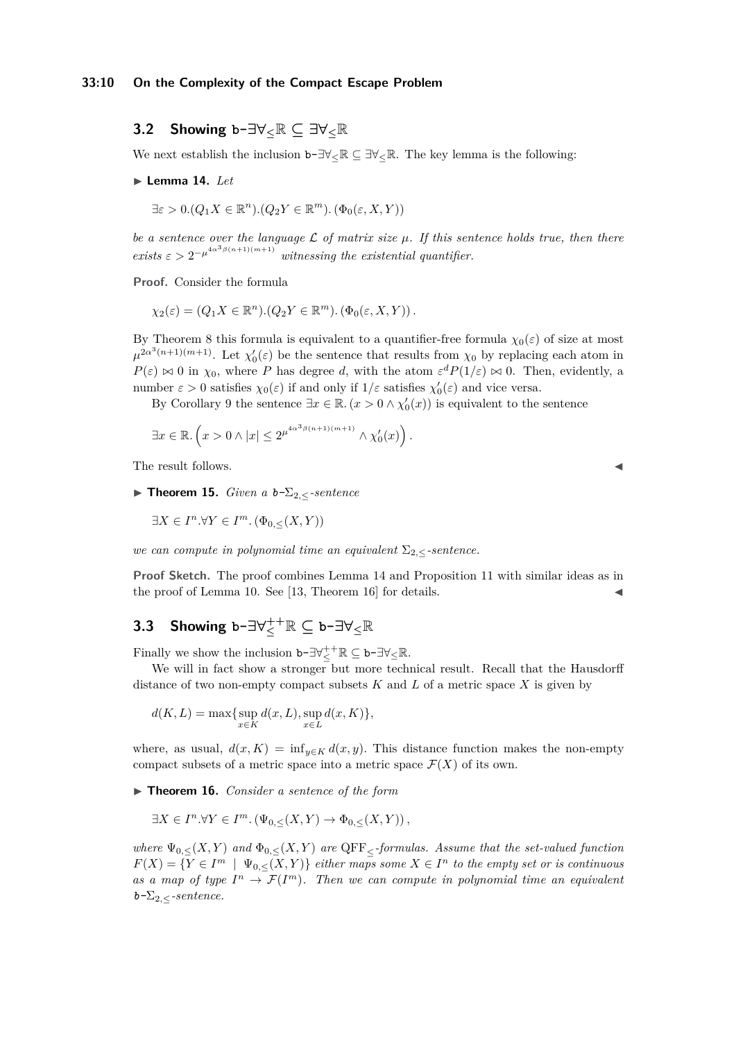## 3.2 Showing b-$\exists\forall_{\leq}\mathbb{R} \subseteq \exists\forall_{\leq}\mathbb{R}$

We next establish the inclusion b-$\exists\forall_{\leq}\mathbb{R} \subseteq \exists\forall_{\leq}\mathbb{R}$. The key lemma is the following:

▶ **Lemma 14.** *Let*

$$\exists \varepsilon > 0.(Q_1 X \in \mathbb{R}^n).(Q_2 Y \in \mathbb{R}^m).\,(\Phi_0(\varepsilon, X, Y))$$

*be a sentence over the language $\mathcal{L}$ of matrix size $\mu$. If this sentence holds true, then there exists $\varepsilon > 2^{-\mu^{4\alpha^3\beta(n+1)(m+1)}}$ witnessing the existential quantifier.*

**Proof.** Consider the formula

$$\chi_2(\varepsilon) = (Q_1 X \in \mathbb{R}^n).(Q_2 Y \in \mathbb{R}^m).\,(\Phi_0(\varepsilon, X, Y))\,.$$

By Theorem 8 this formula is equivalent to a quantifier-free formula $\chi_0(\varepsilon)$ of size at most $\mu^{2\alpha^3(n+1)(m+1)}$. Let $\chi_0'(\varepsilon)$ be the sentence that results from $\chi_0$ by replacing each atom in $P(\varepsilon) \bowtie 0$ in $\chi_0$, where $P$ has degree $d$, with the atom $\varepsilon^d P(1/\varepsilon) \bowtie 0$. Then, evidently, a number $\varepsilon > 0$ satisfies $\chi_0(\varepsilon)$ if and only if $1/\varepsilon$ satisfies $\chi_0'(\varepsilon)$ and vice versa.

By Corollary 9 the sentence $\exists x \in \mathbb{R}.\,(x > 0 \wedge \chi_0'(x))$ is equivalent to the sentence

$$\exists x \in \mathbb{R}.\left(x > 0 \wedge |x| \leq 2^{\mu^{4\alpha^3\beta(n+1)(m+1)}} \wedge \chi_0'(x)\right).$$

The result follows. ◀

▶ **Theorem 15.** *Given a b-$\Sigma_{2,\leq}$-sentence*

$$\exists X \in I^n.\forall Y \in I^m.\,(\Phi_{0,\leq}(X, Y))$$

*we can compute in polynomial time an equivalent $\Sigma_{2,\leq}$-sentence.*

**Proof Sketch.** The proof combines Lemma 14 and Proposition 11 with similar ideas as in the proof of Lemma 10. See [13, Theorem 16] for details. ◀

## 3.3 Showing b-$\exists\forall_{\leq}^{++}\mathbb{R} \subseteq$ b-$\exists\forall_{\leq}\mathbb{R}$

Finally we show the inclusion b-$\exists\forall_{\leq}^{++}\mathbb{R} \subseteq$ b-$\exists\forall_{\leq}\mathbb{R}$.

We will in fact show a stronger but more technical result. Recall that the Hausdorff distance of two non-empty compact subsets $K$ and $L$ of a metric space $X$ is given by

$$d(K, L) = \max\{\sup_{x \in K} d(x, L), \sup_{x \in L} d(x, K)\},$$

where, as usual, $d(x, K) = \inf_{y \in K} d(x, y)$. This distance function makes the non-empty compact subsets of a metric space into a metric space $\mathcal{F}(X)$ of its own.

▶ **Theorem 16.** *Consider a sentence of the form*

$$\exists X \in I^n.\forall Y \in I^m.\,(\Psi_{0,\leq}(X, Y) \to \Phi_{0,\leq}(X, Y))\,,$$

*where $\Psi_{0,\leq}(X, Y)$ and $\Phi_{0,\leq}(X, Y)$ are $\mathrm{QFF}_{\leq}$-formulas. Assume that the set-valued function $F(X) = \{Y \in I^m \mid \Psi_{0,\leq}(X, Y)\}$ either maps some $X \in I^n$ to the empty set or is continuous as a map of type $I^n \to \mathcal{F}(I^m)$. Then we can compute in polynomial time an equivalent b-$\Sigma_{2,\leq}$-sentence.*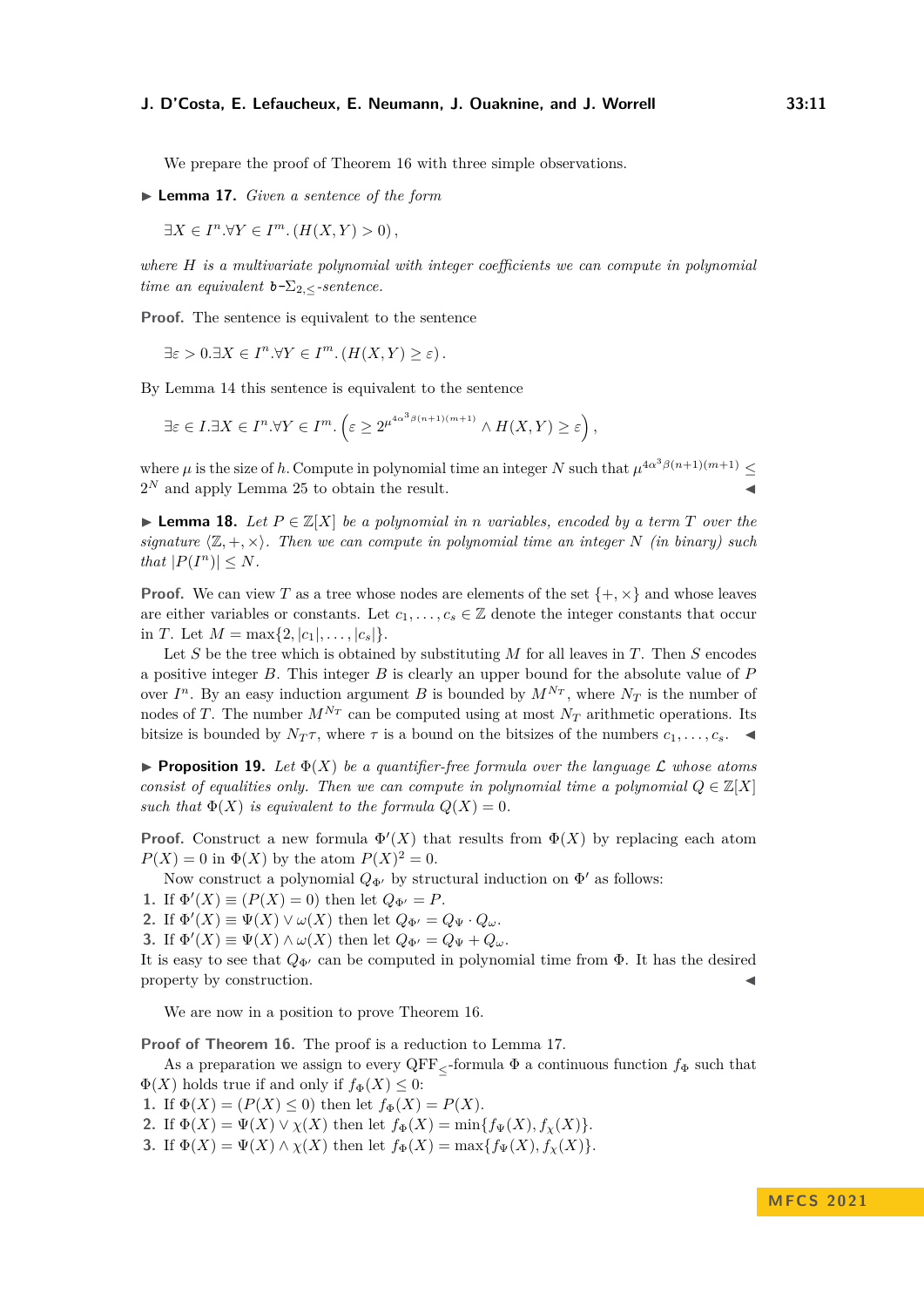We prepare the proof of Theorem 16 with three simple observations.

▶ **Lemma 17.** *Given a sentence of the form*

$$\exists X \in I^n . \forall Y \in I^m . \left( H(X,Y) > 0 \right),$$

*where $H$ is a multivariate polynomial with integer coefficients we can compute in polynomial time an equivalent $\mathfrak{b}$-$\Sigma_{2,\leq}$-sentence.*

**Proof.** The sentence is equivalent to the sentence

$$\exists \varepsilon > 0 . \exists X \in I^n . \forall Y \in I^m . \left( H(X,Y) \geq \varepsilon \right).$$

By Lemma 14 this sentence is equivalent to the sentence

$$\exists \varepsilon \in I . \exists X \in I^n . \forall Y \in I^m . \left( \varepsilon \geq 2^{\mu^{4\alpha^3 \beta(n+1)(m+1)}} \wedge H(X,Y) \geq \varepsilon \right),$$

where $\mu$ is the size of $h$. Compute in polynomial time an integer $N$ such that $\mu^{4\alpha^3\beta(n+1)(m+1)} \leq 2^N$ and apply Lemma 25 to obtain the result. ◀

▶ **Lemma 18.** *Let $P \in \mathbb{Z}[X]$ be a polynomial in $n$ variables, encoded by a term $T$ over the signature $\langle \mathbb{Z}, +, \times \rangle$. Then we can compute in polynomial time an integer $N$ (in binary) such that $|P(I^n)| \leq N$.*

**Proof.** We can view $T$ as a tree whose nodes are elements of the set $\{+, \times\}$ and whose leaves are either variables or constants. Let $c_1, \dots, c_s \in \mathbb{Z}$ denote the integer constants that occur in $T$. Let $M = \max\{2, |c_1|, \dots, |c_s|\}$.

Let $S$ be the tree which is obtained by substituting $M$ for all leaves in $T$. Then $S$ encodes a positive integer $B$. This integer $B$ is clearly an upper bound for the absolute value of $P$ over $I^n$. By an easy induction argument $B$ is bounded by $M^{N_T}$, where $N_T$ is the number of nodes of $T$. The number $M^{N_T}$ can be computed using at most $N_T$ arithmetic operations. Its bitsize is bounded by $N_T \tau$, where $\tau$ is a bound on the bitsizes of the numbers $c_1, \dots, c_s$. ◀

▶ **Proposition 19.** *Let $\Phi(X)$ be a quantifier-free formula over the language $\mathcal{L}$ whose atoms consist of equalities only. Then we can compute in polynomial time a polynomial $Q \in \mathbb{Z}[X]$ such that $\Phi(X)$ is equivalent to the formula $Q(X) = 0$.*

**Proof.** Construct a new formula $\Phi'(X)$ that results from $\Phi(X)$ by replacing each atom $P(X) = 0$ in $\Phi(X)$ by the atom $P(X)^2 = 0$.

Now construct a polynomial $Q_{\Phi'}$ by structural induction on $\Phi'$ as follows:

1. If $\Phi'(X) \equiv (P(X) = 0)$ then let $Q_{\Phi'} = P$.
2. If $\Phi'(X) \equiv \Psi(X) \vee \omega(X)$ then let $Q_{\Phi'} = Q_\Psi \cdot Q_\omega$.
3. If $\Phi'(X) \equiv \Psi(X) \wedge \omega(X)$ then let $Q_{\Phi'} = Q_\Psi + Q_\omega$.

It is easy to see that $Q_{\Phi'}$ can be computed in polynomial time from $\Phi$. It has the desired property by construction. ◀

We are now in a position to prove Theorem 16.

**Proof of Theorem 16.** The proof is a reduction to Lemma 17.

As a preparation we assign to every $\mathrm{QFF}_{\leq}$-formula $\Phi$ a continuous function $f_\Phi$ such that $\Phi(X)$ holds true if and only if $f_\Phi(X) \leq 0$:

1. If $\Phi(X) = (P(X) \leq 0)$ then let $f_\Phi(X) = P(X)$.
2. If $\Phi(X) = \Psi(X) \vee \chi(X)$ then let $f_\Phi(X) = \min\{f_\Psi(X), f_\chi(X)\}$.
3. If $\Phi(X) = \Psi(X) \wedge \chi(X)$ then let $f_\Phi(X) = \max\{f_\Psi(X), f_\chi(X)\}$.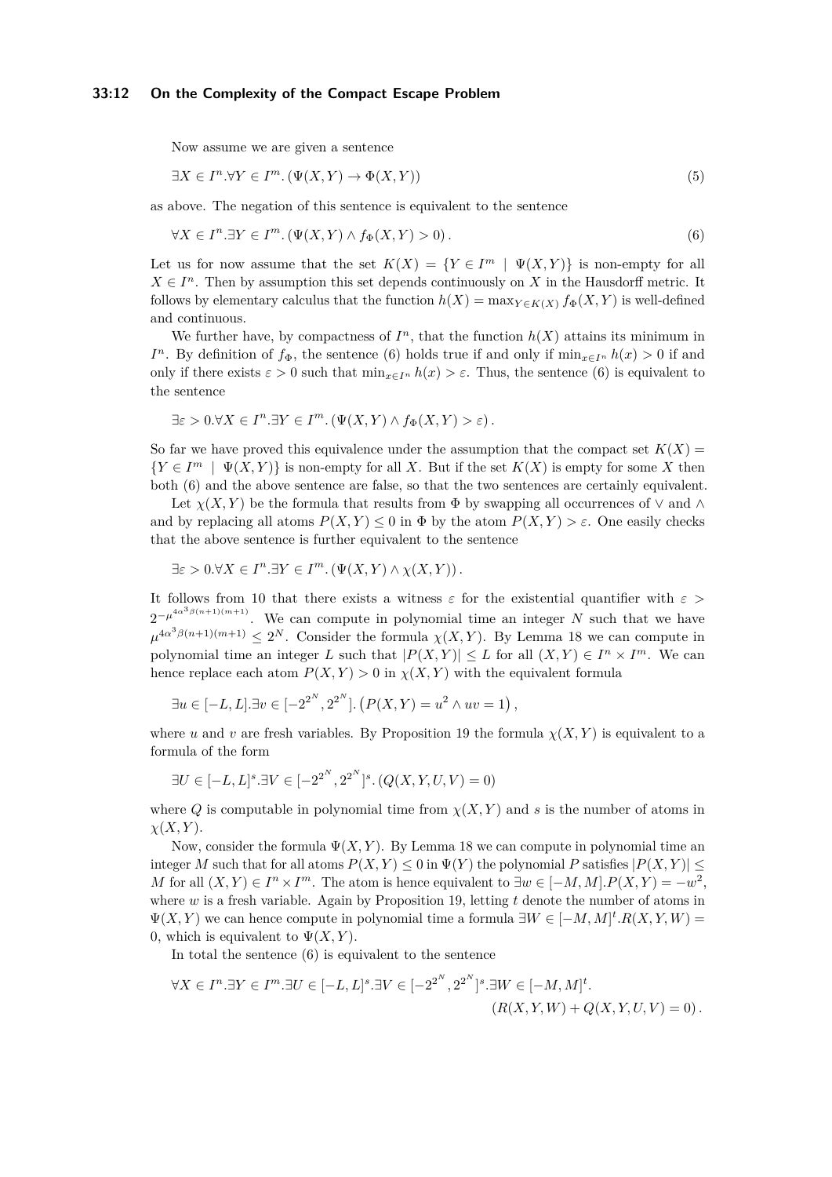Now assume we are given a sentence

$$\exists X \in I^n.\forall Y \in I^m. (\Psi(X,Y) \to \Phi(X,Y)) \tag{5}$$

as above. The negation of this sentence is equivalent to the sentence

$$\forall X \in I^n.\exists Y \in I^m. (\Psi(X,Y) \wedge f_\Phi(X,Y) > 0). \tag{6}$$

Let us for now assume that the set $K(X) = \{Y \in I^m \mid \Psi(X,Y)\}$ is non-empty for all $X \in I^n$. Then by assumption this set depends continuously on $X$ in the Hausdorff metric. It follows by elementary calculus that the function $h(X) = \max_{Y \in K(X)} f_\Phi(X,Y)$ is well-defined and continuous.

We further have, by compactness of $I^n$, that the function $h(X)$ attains its minimum in $I^n$. By definition of $f_\Phi$, the sentence (6) holds true if and only if $\min_{x \in I^n} h(x) > 0$ if and only if there exists $\varepsilon > 0$ such that $\min_{x \in I^n} h(x) > \varepsilon$. Thus, the sentence (6) is equivalent to the sentence

$$\exists \varepsilon > 0.\forall X \in I^n.\exists Y \in I^m. (\Psi(X,Y) \wedge f_\Phi(X,Y) > \varepsilon).$$

So far we have proved this equivalence under the assumption that the compact set $K(X) = \{Y \in I^m \mid \Psi(X,Y)\}$ is non-empty for all $X$. But if the set $K(X)$ is empty for some $X$ then both (6) and the above sentence are false, so that the two sentences are certainly equivalent.

Let $\chi(X,Y)$ be the formula that results from $\Phi$ by swapping all occurrences of $\vee$ and $\wedge$ and by replacing all atoms $P(X,Y) \leq 0$ in $\Phi$ by the atom $P(X,Y) > \varepsilon$. One easily checks that the above sentence is further equivalent to the sentence

$$\exists \varepsilon > 0.\forall X \in I^n.\exists Y \in I^m. (\Psi(X,Y) \wedge \chi(X,Y)).$$

It follows from 10 that there exists a witness $\varepsilon$ for the existential quantifier with $\varepsilon > 2^{-\mu^{4\alpha^3\beta(n+1)(m+1)}}$. We can compute in polynomial time an integer $N$ such that we have $\mu^{4\alpha^3\beta(n+1)(m+1)} \leq 2^N$. Consider the formula $\chi(X,Y)$. By Lemma 18 we can compute in polynomial time an integer $L$ such that $|P(X,Y)| \leq L$ for all $(X,Y) \in I^n \times I^m$. We can hence replace each atom $P(X,Y) > 0$ in $\chi(X,Y)$ with the equivalent formula

$$\exists u \in [-L, L].\exists v \in [-2^{2^N}, 2^{2^N}]. \left(P(X,Y) = u^2 \wedge uv = 1\right),$$

where $u$ and $v$ are fresh variables. By Proposition 19 the formula $\chi(X,Y)$ is equivalent to a formula of the form

$$\exists U \in [-L, L]^s.\exists V \in [-2^{2^N}, 2^{2^N}]^s. (Q(X,Y,U,V) = 0)$$

where $Q$ is computable in polynomial time from $\chi(X,Y)$ and $s$ is the number of atoms in $\chi(X,Y)$.

Now, consider the formula $\Psi(X,Y)$. By Lemma 18 we can compute in polynomial time an integer $M$ such that for all atoms $P(X,Y) \leq 0$ in $\Psi(Y)$ the polynomial $P$ satisfies $|P(X,Y)| \leq M$ for all $(X,Y) \in I^n \times I^m$. The atom is hence equivalent to $\exists w \in [-M, M].P(X,Y) = -w^2$, where $w$ is a fresh variable. Again by Proposition 19, letting $t$ denote the number of atoms in $\Psi(X,Y)$ we can hence compute in polynomial time a formula $\exists W \in [-M, M]^t.R(X,Y,W) = 0$, which is equivalent to $\Psi(X,Y)$.

In total the sentence (6) is equivalent to the sentence

$$\forall X \in I^n.\exists Y \in I^m.\exists U \in [-L, L]^s.\exists V \in [-2^{2^N}, 2^{2^N}]^s.\exists W \in [-M, M]^t.$$
$$(R(X,Y,W) + Q(X,Y,U,V) = 0).$$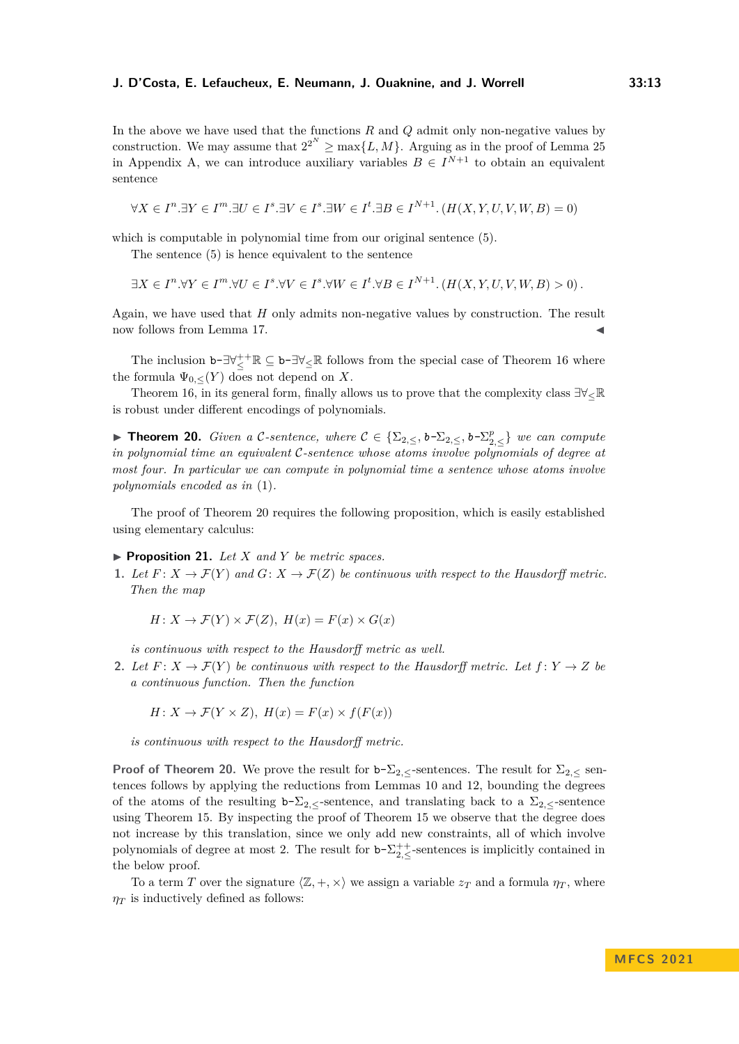In the above we have used that the functions $R$ and $Q$ admit only non-negative values by construction. We may assume that $2^{2^N} \geq \max\{L, M\}$. Arguing as in the proof of Lemma 25 in Appendix A, we can introduce auxiliary variables $B \in I^{N+1}$ to obtain an equivalent sentence

$$\forall X \in I^n.\exists Y \in I^m.\exists U \in I^s.\exists V \in I^s.\exists W \in I^t.\exists B \in I^{N+1}.\,(H(X,Y,U,V,W,B) = 0)$$

which is computable in polynomial time from our original sentence (5).

The sentence (5) is hence equivalent to the sentence

$$\exists X \in I^n.\forall Y \in I^m.\forall U \in I^s.\forall V \in I^s.\forall W \in I^t.\forall B \in I^{N+1}.\,(H(X,Y,U,V,W,B) > 0)\,.$$

Again, we have used that $H$ only admits non-negative values by construction. The result now follows from Lemma 17. ◀

The inclusion $\mathtt{b}\text{-}\exists\forall^{++}_{\leq}\mathbb{R} \subseteq \mathtt{b}\text{-}\exists\forall_{\leq}\mathbb{R}$ follows from the special case of Theorem 16 where the formula $\Psi_{0,\leq}(Y)$ does not depend on $X$.

Theorem 16, in its general form, finally allows us to prove that the complexity class $\exists\forall_{\leq}\mathbb{R}$ is robust under different encodings of polynomials.

▶ **Theorem 20.** *Given a $\mathcal{C}$-sentence, where $\mathcal{C} \in \{\Sigma_{2,\leq}, \mathtt{b}\text{-}\Sigma_{2,\leq}, \mathtt{b}\text{-}\Sigma^p_{2,\leq}\}$ we can compute in polynomial time an equivalent $\mathcal{C}$-sentence whose atoms involve polynomials of degree at most four. In particular we can compute in polynomial time a sentence whose atoms involve polynomials encoded as in* (1)*.*

The proof of Theorem 20 requires the following proposition, which is easily established using elementary calculus:

▶ **Proposition 21.** *Let $X$ and $Y$ be metric spaces.*

1. *Let $F\colon X \to \mathcal{F}(Y)$ and $G\colon X \to \mathcal{F}(Z)$ be continuous with respect to the Hausdorff metric. Then the map*

   $$H\colon X \to \mathcal{F}(Y) \times \mathcal{F}(Z),\ H(x) = F(x) \times G(x)$$

   *is continuous with respect to the Hausdorff metric as well.*

2. *Let $F\colon X \to \mathcal{F}(Y)$ be continuous with respect to the Hausdorff metric. Let $f\colon Y \to Z$ be a continuous function. Then the function*

   $$H\colon X \to \mathcal{F}(Y \times Z),\ H(x) = F(x) \times f(F(x))$$

   *is continuous with respect to the Hausdorff metric.*

**Proof of Theorem 20.** We prove the result for $\mathtt{b}\text{-}\Sigma_{2,\leq}$-sentences. The result for $\Sigma_{2,\leq}$ sentences follows by applying the reductions from Lemmas 10 and 12, bounding the degrees of the atoms of the resulting $\mathtt{b}\text{-}\Sigma_{2,\leq}$-sentence, and translating back to a $\Sigma_{2,\leq}$-sentence using Theorem 15. By inspecting the proof of Theorem 15 we observe that the degree does not increase by this translation, since we only add new constraints, all of which involve polynomials of degree at most 2. The result for $\mathtt{b}\text{-}\Sigma^{++}_{2,\leq}$-sentences is implicitly contained in the below proof.

To a term $T$ over the signature $\langle \mathbb{Z}, +, \times \rangle$ we assign a variable $z_T$ and a formula $\eta_T$, where $\eta_T$ is inductively defined as follows: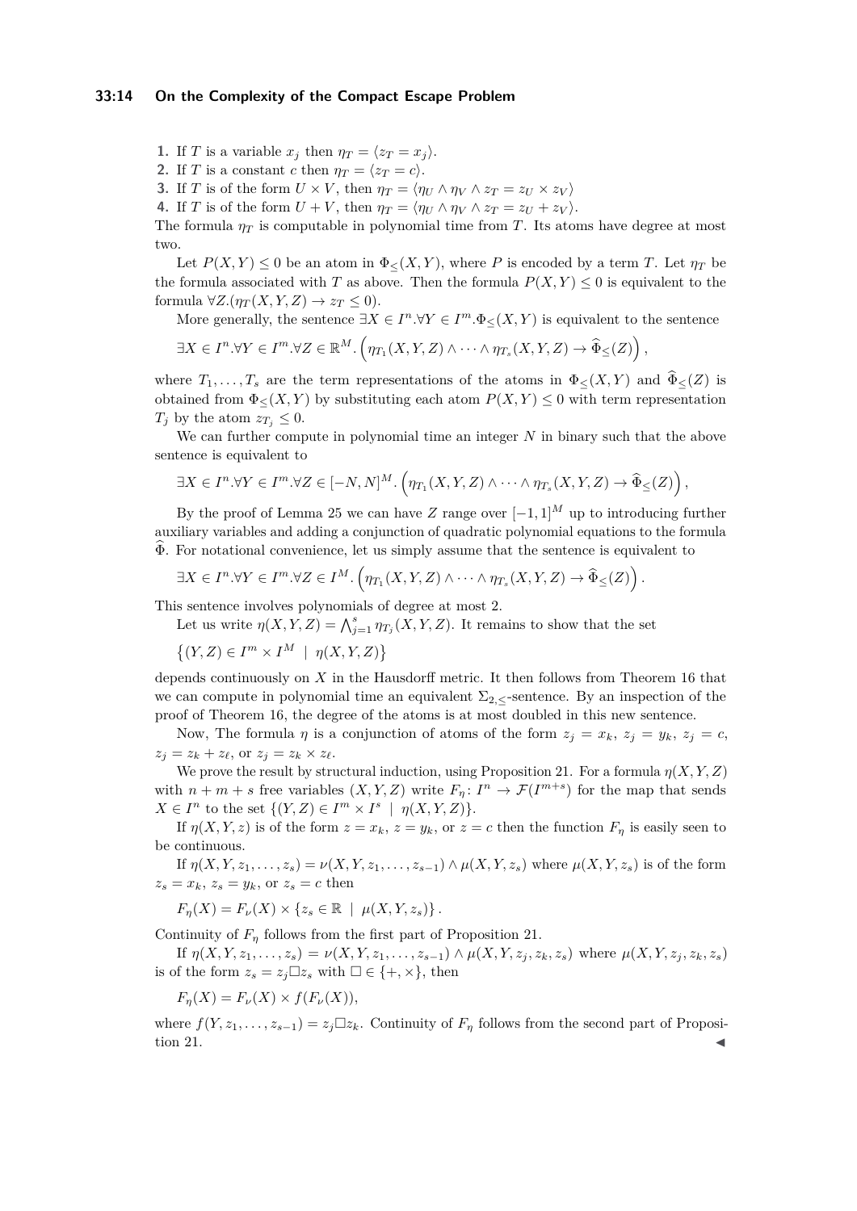1. If $T$ is a variable $x_j$ then $\eta_T = \langle z_T = x_j \rangle$.
2. If $T$ is a constant $c$ then $\eta_T = \langle z_T = c \rangle$.
3. If $T$ is of the form $U \times V$, then $\eta_T = \langle \eta_U \wedge \eta_V \wedge z_T = z_U \times z_V \rangle$
4. If $T$ is of the form $U + V$, then $\eta_T = \langle \eta_U \wedge \eta_V \wedge z_T = z_U + z_V \rangle$.

The formula $\eta_T$ is computable in polynomial time from $T$. Its atoms have degree at most two.

Let $P(X,Y) \leq 0$ be an atom in $\Phi_{\leq}(X,Y)$, where $P$ is encoded by a term $T$. Let $\eta_T$ be the formula associated with $T$ as above. Then the formula $P(X,Y) \leq 0$ is equivalent to the formula $\forall Z.(\eta_T(X,Y,Z) \rightarrow z_T \leq 0)$.

More generally, the sentence $\exists X \in I^n.\forall Y \in I^m.\Phi_{\leq}(X,Y)$ is equivalent to the sentence

$$\exists X \in I^n.\forall Y \in I^m.\forall Z \in \mathbb{R}^M.\left(\eta_{T_1}(X,Y,Z) \wedge \cdots \wedge \eta_{T_s}(X,Y,Z) \rightarrow \widehat{\Phi}_{\leq}(Z)\right),$$

where $T_1,\dots,T_s$ are the term representations of the atoms in $\Phi_{\leq}(X,Y)$ and $\widehat{\Phi}_{\leq}(Z)$ is obtained from $\Phi_{\leq}(X,Y)$ by substituting each atom $P(X,Y) \leq 0$ with term representation $T_j$ by the atom $z_{T_j} \leq 0$.

We can further compute in polynomial time an integer $N$ in binary such that the above sentence is equivalent to

$$\exists X \in I^n.\forall Y \in I^m.\forall Z \in [-N,N]^M.\left(\eta_{T_1}(X,Y,Z) \wedge \cdots \wedge \eta_{T_s}(X,Y,Z) \rightarrow \widehat{\Phi}_{\leq}(Z)\right),$$

By the proof of Lemma 25 we can have $Z$ range over $[-1,1]^M$ up to introducing further auxiliary variables and adding a conjunction of quadratic polynomial equations to the formula $\widehat{\Phi}$. For notational convenience, let us simply assume that the sentence is equivalent to

$$\exists X \in I^n.\forall Y \in I^m.\forall Z \in I^M.\left(\eta_{T_1}(X,Y,Z) \wedge \cdots \wedge \eta_{T_s}(X,Y,Z) \rightarrow \widehat{\Phi}_{\leq}(Z)\right).$$

This sentence involves polynomials of degree at most 2.

Let us write $\eta(X,Y,Z) = \bigwedge_{j=1}^{s} \eta_{T_j}(X,Y,Z)$. It remains to show that the set

$$\left\{(Y,Z) \in I^m \times I^M \;\mid\; \eta(X,Y,Z)\right\}$$

depends continuously on $X$ in the Hausdorff metric. It then follows from Theorem 16 that we can compute in polynomial time an equivalent $\Sigma_{2,\leq}$-sentence. By an inspection of the proof of Theorem 16, the degree of the atoms is at most doubled in this new sentence.

Now, The formula $\eta$ is a conjunction of atoms of the form $z_j = x_k$, $z_j = y_k$, $z_j = c$, $z_j = z_k + z_\ell$, or $z_j = z_k \times z_\ell$.

We prove the result by structural induction, using Proposition 21. For a formula $\eta(X,Y,Z)$ with $n+m+s$ free variables $(X,Y,Z)$ write $F_\eta \colon I^n \to \mathcal{F}(I^{m+s})$ for the map that sends $X \in I^n$ to the set $\{(Y,Z) \in I^m \times I^s \mid \eta(X,Y,Z)\}$.

If $\eta(X,Y,z)$ is of the form $z = x_k$, $z = y_k$, or $z = c$ then the function $F_\eta$ is easily seen to be continuous.

If $\eta(X,Y,z_1,\dots,z_s) = \nu(X,Y,z_1,\dots,z_{s-1}) \wedge \mu(X,Y,z_s)$ where $\mu(X,Y,z_s)$ is of the form $z_s = x_k$, $z_s = y_k$, or $z_s = c$ then

$$F_\eta(X) = F_\nu(X) \times \{z_s \in \mathbb{R} \mid \mu(X,Y,z_s)\}.$$

Continuity of $F_\eta$ follows from the first part of Proposition 21.

If $\eta(X,Y,z_1,\dots,z_s) = \nu(X,Y,z_1,\dots,z_{s-1}) \wedge \mu(X,Y,z_j,z_k,z_s)$ where $\mu(X,Y,z_j,z_k,z_s)$ is of the form $z_s = z_j \Box z_s$ with $\Box \in \{+,\times\}$, then

$$F_\eta(X) = F_\nu(X) \times f(F_\nu(X)),$$

where $f(Y,z_1,\dots,z_{s-1}) = z_j \Box z_k$. Continuity of $F_\eta$ follows from the second part of Proposition 21. ◀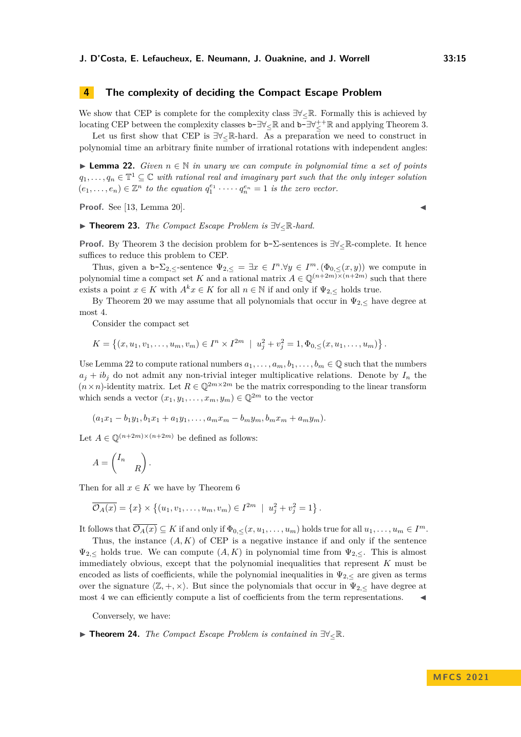## 4 The complexity of deciding the Compact Escape Problem

We show that CEP is complete for the complexity class $\exists\forall_{\leq}\mathbb{R}$. Formally this is achieved by locating CEP between the complexity classes $\texttt{b-}\exists\forall_{\leq}\mathbb{R}$ and $\texttt{b-}\exists\forall_{\leq}^{++}\mathbb{R}$ and applying Theorem 3.

Let us first show that CEP is $\exists\forall_{\leq}\mathbb{R}$-hard. As a preparation we need to construct in polynomial time an arbitrary finite number of irrational rotations with independent angles:

▶ **Lemma 22.** *Given $n \in \mathbb{N}$ in unary we can compute in polynomial time a set of points $q_1, \ldots, q_n \in \mathbb{T}^1 \subseteq \mathbb{C}$ with rational real and imaginary part such that the only integer solution $(e_1, \ldots, e_n) \in \mathbb{Z}^n$ to the equation $q_1^{e_1} \cdot \cdots \cdot q_n^{e_n} = 1$ is the zero vector.*

**Proof.** See [13, Lemma 20]. ◀

▶ **Theorem 23.** *The Compact Escape Problem is $\exists\forall_{\leq}\mathbb{R}$-hard.*

**Proof.** By Theorem 3 the decision problem for $\texttt{b-}\Sigma$-sentences is $\exists\forall_{\leq}\mathbb{R}$-complete. It hence suffices to reduce this problem to CEP.

Thus, given a $\texttt{b-}\Sigma_{2,\leq}$-sentence $\Psi_{2,\leq} = \exists x \in I^n.\forall y \in I^m.(\Phi_{0,\leq}(x,y))$ we compute in polynomial time a compact set $K$ and a rational matrix $A \in \mathbb{Q}^{(n+2m)\times(n+2m)}$ such that there exists a point $x \in K$ with $A^k x \in K$ for all $n \in \mathbb{N}$ if and only if $\Psi_{2,\leq}$ holds true.

By Theorem 20 we may assume that all polynomials that occur in $\Psi_{2,\leq}$ have degree at most 4.

Consider the compact set

$$K = \left\{(x, u_1, v_1, \ldots, u_m, v_m) \in I^n \times I^{2m} \;\middle|\; u_j^2 + v_j^2 = 1, \Phi_{0,\leq}(x, u_1, \ldots, u_m)\right\}.$$

Use Lemma 22 to compute rational numbers $a_1, \ldots, a_m, b_1, \ldots, b_m \in \mathbb{Q}$ such that the numbers $a_j + ib_j$ do not admit any non-trivial integer multiplicative relations. Denote by $I_n$ the $(n \times n)$-identity matrix. Let $R \in \mathbb{Q}^{2m\times 2m}$ be the matrix corresponding to the linear transform which sends a vector $(x_1, y_1, \ldots, x_m, y_m) \in \mathbb{Q}^{2m}$ to the vector

$$(a_1x_1 - b_1y_1, b_1x_1 + a_1y_1, \ldots, a_mx_m - b_my_m, b_mx_m + a_my_m).$$

Let $A \in \mathbb{Q}^{(n+2m)\times(n+2m)}$ be defined as follows:

$$A = \begin{pmatrix} I_n & \\ & R \end{pmatrix}.$$

Then for all $x \in K$ we have by Theorem 6

$$\overline{\mathcal{O}_A(x)} = \{x\} \times \left\{(u_1, v_1, \ldots, u_m, v_m) \in I^{2m} \;\middle|\; u_j^2 + v_j^2 = 1\right\}.$$

It follows that $\overline{\mathcal{O}_A(x)} \subseteq K$ if and only if $\Phi_{0,\leq}(x, u_1, \ldots, u_m)$ holds true for all $u_1, \ldots, u_m \in I^m$.

Thus, the instance $(A, K)$ of CEP is a negative instance if and only the sentence $\Psi_{2,\leq}$ holds true. We can compute $(A, K)$ in polynomial time from $\Psi_{2,\leq}$. This is almost immediately obvious, except that the polynomial inequalities that represent $K$ must be encoded as lists of coefficients, while the polynomial inequalities in $\Psi_{2,\leq}$ are given as terms over the signature $\langle \mathbb{Z}, +, \times \rangle$. But since the polynomials that occur in $\Psi_{2,\leq}$ have degree at most 4 we can efficiently compute a list of coefficients from the term representations. ◀

Conversely, we have:

▶ **Theorem 24.** *The Compact Escape Problem is contained in $\exists\forall_{\leq}\mathbb{R}$.*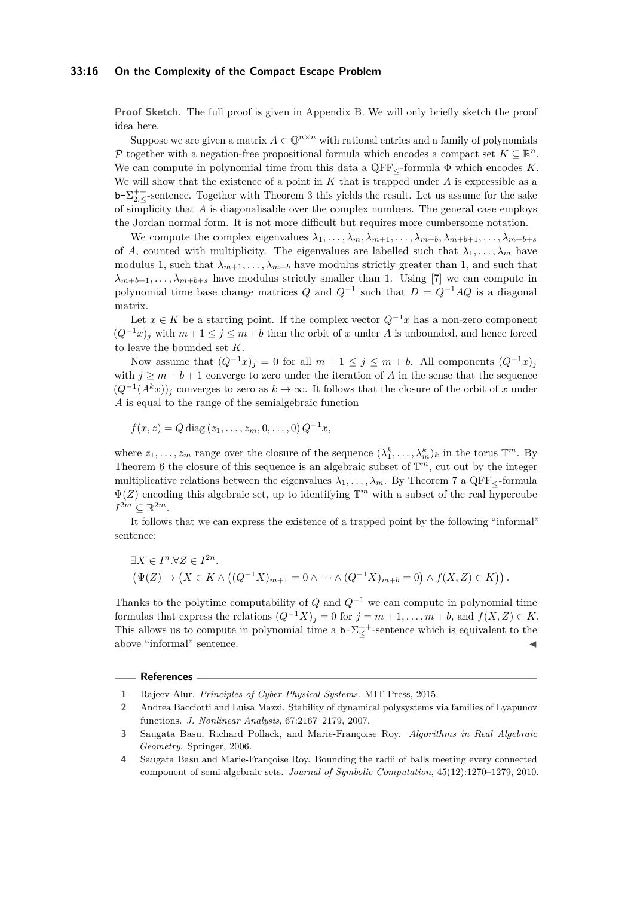**Proof Sketch.** The full proof is given in Appendix B. We will only briefly sketch the proof idea here.

Suppose we are given a matrix $A \in \mathbb{Q}^{n\times n}$ with rational entries and a family of polynomials $\mathcal{P}$ together with a negation-free propositional formula which encodes a compact set $K \subseteq \mathbb{R}^n$. We can compute in polynomial time from this data a $\mathrm{QFF}_{\leq}$-formula $\Phi$ which encodes $K$. We will show that the existence of a point in $K$ that is trapped under $A$ is expressible as a $\mathtt{b}\text{-}\Sigma^{++}_{2,\leq}$-sentence. Together with Theorem 3 this yields the result. Let us assume for the sake of simplicity that $A$ is diagonalisable over the complex numbers. The general case employs the Jordan normal form. It is not more difficult but requires more cumbersome notation.

We compute the complex eigenvalues $\lambda_1, \dots, \lambda_m, \lambda_{m+1}, \dots, \lambda_{m+b}, \lambda_{m+b+1}, \dots, \lambda_{m+b+s}$ of $A$, counted with multiplicity. The eigenvalues are labelled such that $\lambda_1, \dots, \lambda_m$ have modulus 1, such that $\lambda_{m+1}, \dots, \lambda_{m+b}$ have modulus strictly greater than 1, and such that $\lambda_{m+b+1}, \dots, \lambda_{m+b+s}$ have modulus strictly smaller than 1. Using [7] we can compute in polynomial time base change matrices $Q$ and $Q^{-1}$ such that $D = Q^{-1}AQ$ is a diagonal matrix.

Let $x \in K$ be a starting point. If the complex vector $Q^{-1}x$ has a non-zero component $(Q^{-1}x)_j$ with $m+1 \leq j \leq m+b$ then the orbit of $x$ under $A$ is unbounded, and hence forced to leave the bounded set $K$.

Now assume that $(Q^{-1}x)_j = 0$ for all $m+1 \leq j \leq m+b$. All components $(Q^{-1}x)_j$ with $j \geq m+b+1$ converge to zero under the iteration of $A$ in the sense that the sequence $(Q^{-1}(A^k x))_j$ converges to zero as $k \to \infty$. It follows that the closure of the orbit of $x$ under $A$ is equal to the range of the semialgebraic function

$$f(x, z) = Q \,\mathrm{diag}\,(z_1, \dots, z_m, 0, \dots, 0)\, Q^{-1}x,$$

where $z_1, \dots, z_m$ range over the closure of the sequence $(\lambda_1^k, \dots, \lambda_m^k)_k$ in the torus $\mathbb{T}^m$. By Theorem 6 the closure of this sequence is an algebraic subset of $\mathbb{T}^m$, cut out by the integer multiplicative relations between the eigenvalues $\lambda_1, \dots, \lambda_m$. By Theorem 7 a $\mathrm{QFF}_{\leq}$-formula $\Psi(Z)$ encoding this algebraic set, up to identifying $\mathbb{T}^m$ with a subset of the real hypercube $I^{2m} \subseteq \mathbb{R}^{2m}$.

It follows that we can express the existence of a trapped point by the following "informal" sentence:

$$\begin{aligned}
&\exists X \in I^n.\forall Z \in I^{2n}.\\
&\big(\Psi(Z) \to \big(X \in K \wedge \big((Q^{-1}X)_{m+1} = 0 \wedge \dots \wedge (Q^{-1}X)_{m+b} = 0\big) \wedge f(X, Z) \in K\big)\big).
\end{aligned}$$

Thanks to the polytime computability of $Q$ and $Q^{-1}$ we can compute in polynomial time formulas that express the relations $(Q^{-1}X)_j = 0$ for $j = m+1, \dots, m+b$, and $f(X, Z) \in K$. This allows us to compute in polynomial time a $\mathtt{b}\text{-}\Sigma^{++}_{\leq}$-sentence which is equivalent to the above "informal" sentence. ◀

## References

1. Rajeev Alur. *Principles of Cyber-Physical Systems*. MIT Press, 2015.
2. Andrea Bacciotti and Luisa Mazzi. Stability of dynamical polysystems via families of Lyapunov functions. *J. Nonlinear Analysis*, 67:2167–2179, 2007.
3. Saugata Basu, Richard Pollack, and Marie-Françoise Roy. *Algorithms in Real Algebraic Geometry*. Springer, 2006.
4. Saugata Basu and Marie-Françoise Roy. Bounding the radii of balls meeting every connected component of semi-algebraic sets. *Journal of Symbolic Computation*, 45(12):1270–1279, 2010.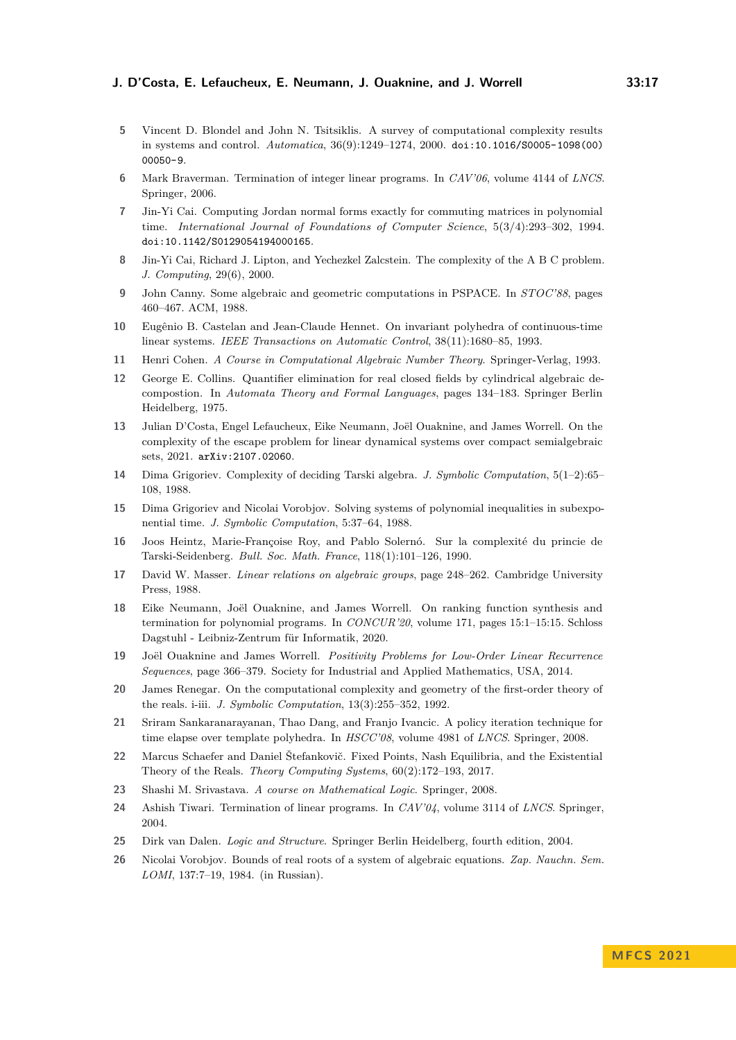5 Vincent D. Blondel and John N. Tsitsiklis. A survey of computational complexity results in systems and control. *Automatica*, 36(9):1249–1274, 2000. doi:10.1016/S0005-1098(00)00050-9.

6 Mark Braverman. Termination of integer linear programs. In *CAV'06*, volume 4144 of *LNCS*. Springer, 2006.

7 Jin-Yi Cai. Computing Jordan normal forms exactly for commuting matrices in polynomial time. *International Journal of Foundations of Computer Science*, 5(3/4):293–302, 1994. doi:10.1142/S0129054194000165.

8 Jin-Yi Cai, Richard J. Lipton, and Yechezkel Zalcstein. The complexity of the A B C problem. *J. Computing*, 29(6), 2000.

9 John Canny. Some algebraic and geometric computations in PSPACE. In *STOC'88*, pages 460–467. ACM, 1988.

10 Eugênio B. Castelan and Jean-Claude Hennet. On invariant polyhedra of continuous-time linear systems. *IEEE Transactions on Automatic Control*, 38(11):1680–85, 1993.

11 Henri Cohen. *A Course in Computational Algebraic Number Theory*. Springer-Verlag, 1993.

12 George E. Collins. Quantifier elimination for real closed fields by cylindrical algebraic decompostion. In *Automata Theory and Formal Languages*, pages 134–183. Springer Berlin Heidelberg, 1975.

13 Julian D'Costa, Engel Lefaucheux, Eike Neumann, Joël Ouaknine, and James Worrell. On the complexity of the escape problem for linear dynamical systems over compact semialgebraic sets, 2021. arXiv:2107.02060.

14 Dima Grigoriev. Complexity of deciding Tarski algebra. *J. Symbolic Computation*, 5(1–2):65–108, 1988.

15 Dima Grigoriev and Nicolai Vorobjov. Solving systems of polynomial inequalities in subexponential time. *J. Symbolic Computation*, 5:37–64, 1988.

16 Joos Heintz, Marie-Françoise Roy, and Pablo Solernó. Sur la complexité du princie de Tarski-Seidenberg. *Bull. Soc. Math. France*, 118(1):101–126, 1990.

17 David W. Masser. *Linear relations on algebraic groups*, page 248–262. Cambridge University Press, 1988.

18 Eike Neumann, Joël Ouaknine, and James Worrell. On ranking function synthesis and termination for polynomial programs. In *CONCUR'20*, volume 171, pages 15:1–15:15. Schloss Dagstuhl - Leibniz-Zentrum für Informatik, 2020.

19 Joël Ouaknine and James Worrell. *Positivity Problems for Low-Order Linear Recurrence Sequences*, page 366–379. Society for Industrial and Applied Mathematics, USA, 2014.

20 James Renegar. On the computational complexity and geometry of the first-order theory of the reals. i-iii. *J. Symbolic Computation*, 13(3):255–352, 1992.

21 Sriram Sankaranarayanan, Thao Dang, and Franjo Ivancic. A policy iteration technique for time elapse over template polyhedra. In *HSCC'08*, volume 4981 of *LNCS*. Springer, 2008.

22 Marcus Schaefer and Daniel Štefankovič. Fixed Points, Nash Equilibria, and the Existential Theory of the Reals. *Theory Computing Systems*, 60(2):172–193, 2017.

23 Shashi M. Srivastava. *A course on Mathematical Logic*. Springer, 2008.

24 Ashish Tiwari. Termination of linear programs. In *CAV'04*, volume 3114 of *LNCS*. Springer, 2004.

25 Dirk van Dalen. *Logic and Structure*. Springer Berlin Heidelberg, fourth edition, 2004.

26 Nicolai Vorobjov. Bounds of real roots of a system of algebraic equations. *Zap. Nauchn. Sem. LOMI*, 137:7–19, 1984. (in Russian).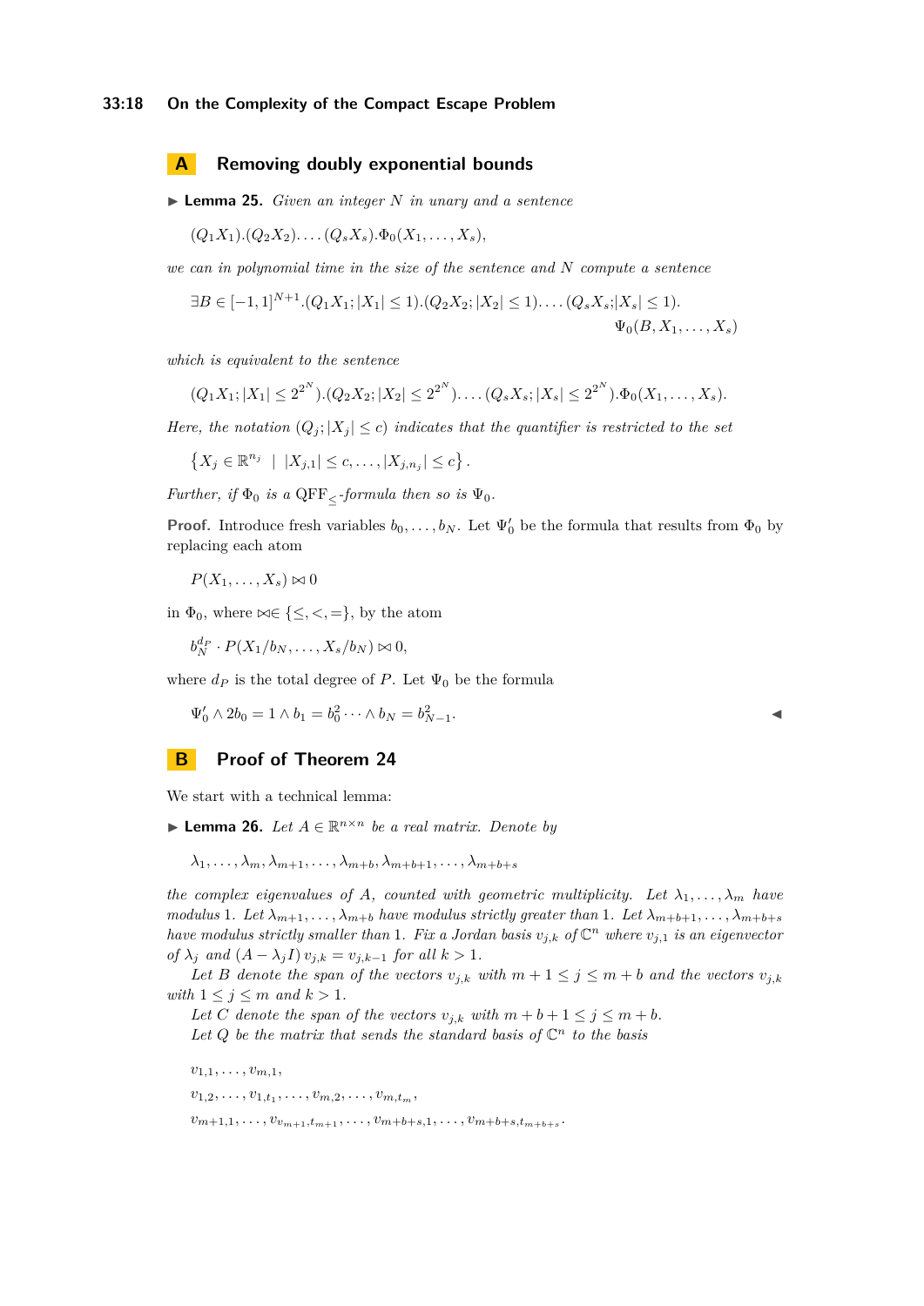## A Removing doubly exponential bounds

▶ **Lemma 25.** *Given an integer $N$ in unary and a sentence*

$$(Q_1 X_1).(Q_2 X_2).\dots.(Q_s X_s).\Phi_0(X_1,\dots,X_s),$$

*we can in polynomial time in the size of the sentence and $N$ compute a sentence*

$$\exists B \in [-1,1]^{N+1}.(Q_1 X_1; |X_1| \le 1).(Q_2 X_2; |X_2| \le 1).\dots.(Q_s X_s;|X_s| \le 1).\Psi_0(B, X_1,\dots,X_s)$$

*which is equivalent to the sentence*

$$(Q_1 X_1; |X_1| \le 2^{2^N}).(Q_2 X_2; |X_2| \le 2^{2^N}).\dots.(Q_s X_s; |X_s| \le 2^{2^N}).\Phi_0(X_1,\dots,X_s).$$

*Here, the notation $(Q_j; |X_j| \le c)$ indicates that the quantifier is restricted to the set*

$$\left\{X_j \in \mathbb{R}^{n_j} \;\mid\; |X_{j,1}| \le c, \dots, |X_{j,n_j}| \le c\right\}.$$

*Further, if $\Phi_0$ is a $\mathrm{QFF}_{\le}$-formula then so is $\Psi_0$.*

**Proof.** Introduce fresh variables $b_0, \dots, b_N$. Let $\Psi_0'$ be the formula that results from $\Phi_0$ by replacing each atom

$$P(X_1,\dots,X_s) \bowtie 0$$

in $\Phi_0$, where $\bowtie \in \{\le, <, =\}$, by the atom

$$b_N^{d_P} \cdot P(X_1/b_N, \dots, X_s/b_N) \bowtie 0,$$

where $d_P$ is the total degree of $P$. Let $\Psi_0$ be the formula

$$\Psi_0' \wedge 2b_0 = 1 \wedge b_1 = b_0^2 \cdots \wedge b_N = b_{N-1}^2.$$

◀

## B Proof of Theorem 24

We start with a technical lemma:

▶ **Lemma 26.** *Let $A \in \mathbb{R}^{n\times n}$ be a real matrix. Denote by*

$$\lambda_1, \dots, \lambda_m, \lambda_{m+1}, \dots, \lambda_{m+b}, \lambda_{m+b+1}, \dots, \lambda_{m+b+s}$$

*the complex eigenvalues of $A$, counted with geometric multiplicity. Let $\lambda_1,\dots,\lambda_m$ have modulus 1. Let $\lambda_{m+1}, \dots, \lambda_{m+b}$ have modulus strictly greater than 1. Let $\lambda_{m+b+1}, \dots, \lambda_{m+b+s}$ have modulus strictly smaller than 1. Fix a Jordan basis $v_{j,k}$ of $\mathbb{C}^n$ where $v_{j,1}$ is an eigenvector of $\lambda_j$ and $(A - \lambda_j I)\, v_{j,k} = v_{j,k-1}$ for all $k > 1$.*

*Let $B$ denote the span of the vectors $v_{j,k}$ with $m+1 \le j \le m+b$ and the vectors $v_{j,k}$ with $1 \le j \le m$ and $k > 1$.*

*Let $C$ denote the span of the vectors $v_{j,k}$ with $m+b+1 \le j \le m+b$.*

*Let $Q$ be the matrix that sends the standard basis of $\mathbb{C}^n$ to the basis*

$$v_{1,1}, \dots, v_{m,1},$$
$$v_{1,2}, \dots, v_{1,t_1}, \dots, v_{m,2}, \dots, v_{m,t_m},$$
$$v_{m+1,1}, \dots, v_{v_{m+1},t_{m+1}}, \dots, v_{m+b+s,1}, \dots, v_{m+b+s,t_{m+b+s}}.$$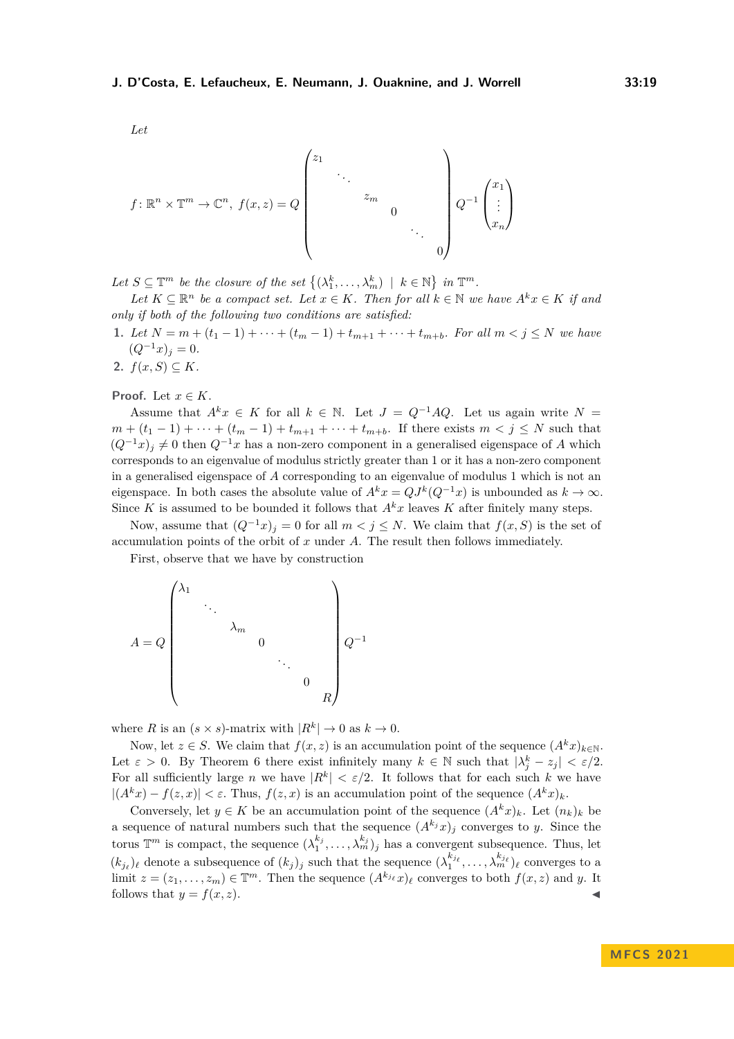*Let*

$$f\colon \mathbb{R}^n \times \mathbb{T}^m \to \mathbb{C}^n,\ f(x,z) = Q \begin{pmatrix} z_1 & & & & & \\ & \ddots & & & & \\ & & z_m & & & \\ & & & 0 & & \\ & & & & \ddots & \\ & & & & & 0 \end{pmatrix} Q^{-1} \begin{pmatrix} x_1 \\ \vdots \\ x_n \end{pmatrix}$$

*Let $S \subseteq \mathbb{T}^m$ be the closure of the set $\left\{(\lambda_1^k, \dots, \lambda_m^k) \mid k \in \mathbb{N}\right\}$ in $\mathbb{T}^m$.*

*Let $K \subseteq \mathbb{R}^n$ be a compact set. Let $x \in K$. Then for all $k \in \mathbb{N}$ we have $A^k x \in K$ if and only if both of the following two conditions are satisfied:*

1. *Let $N = m + (t_1 - 1) + \dots + (t_m - 1) + t_{m+1} + \dots + t_{m+b}$. For all $m < j \leq N$ we have $(Q^{-1}x)_j = 0$.*
2. *$f(x, S) \subseteq K$.*

**Proof.** Let $x \in K$.

Assume that $A^k x \in K$ for all $k \in \mathbb{N}$. Let $J = Q^{-1}AQ$. Let us again write $N = m + (t_1 - 1) + \dots + (t_m - 1) + t_{m+1} + \dots + t_{m+b}$. If there exists $m < j \leq N$ such that $(Q^{-1}x)_j \neq 0$ then $Q^{-1}x$ has a non-zero component in a generalised eigenspace of $A$ which corresponds to an eigenvalue of modulus strictly greater than 1 or it has a non-zero component in a generalised eigenspace of $A$ corresponding to an eigenvalue of modulus 1 which is not an eigenspace. In both cases the absolute value of $A^k x = QJ^k(Q^{-1}x)$ is unbounded as $k \to \infty$. Since $K$ is assumed to be bounded it follows that $A^k x$ leaves $K$ after finitely many steps.

Now, assume that $(Q^{-1}x)_j = 0$ for all $m < j \leq N$. We claim that $f(x, S)$ is the set of accumulation points of the orbit of $x$ under $A$. The result then follows immediately.

First, observe that we have by construction

$$A = Q \begin{pmatrix} \lambda_1 & & & & & & \\ & \ddots & & & & & \\ & & \lambda_m & & & & \\ & & & 0 & & & \\ & & & & \ddots & & \\ & & & & & 0 & \\ & & & & & & R \end{pmatrix} Q^{-1}$$

where $R$ is an $(s \times s)$-matrix with $|R^k| \to 0$ as $k \to 0$.

Now, let $z \in S$. We claim that $f(x, z)$ is an accumulation point of the sequence $(A^k x)_{k \in \mathbb{N}}$. Let $\varepsilon > 0$. By Theorem 6 there exist infinitely many $k \in \mathbb{N}$ such that $|\lambda_j^k - z_j| < \varepsilon/2$. For all sufficiently large $n$ we have $|R^k| < \varepsilon/2$. It follows that for each such $k$ we have $|(A^k x) - f(z, x)| < \varepsilon$. Thus, $f(z, x)$ is an accumulation point of the sequence $(A^k x)_k$.

Conversely, let $y \in K$ be an accumulation point of the sequence $(A^k x)_k$. Let $(n_k)_k$ be a sequence of natural numbers such that the sequence $(A^{k_j} x)_j$ converges to $y$. Since the torus $\mathbb{T}^m$ is compact, the sequence $(\lambda_1^{k_j}, \dots, \lambda_m^{k_j})_j$ has a convergent subsequence. Thus, let $(k_{j_\ell})_\ell$ denote a subsequence of $(k_j)_j$ such that the sequence $(\lambda_1^{k_{j_\ell}}, \dots, \lambda_m^{k_{j_\ell}})_\ell$ converges to a limit $z = (z_1, \dots, z_m) \in \mathbb{T}^m$. Then the sequence $(A^{k_{j_\ell}} x)_\ell$ converges to both $f(x, z)$ and $y$. It follows that $y = f(x, z)$. ◀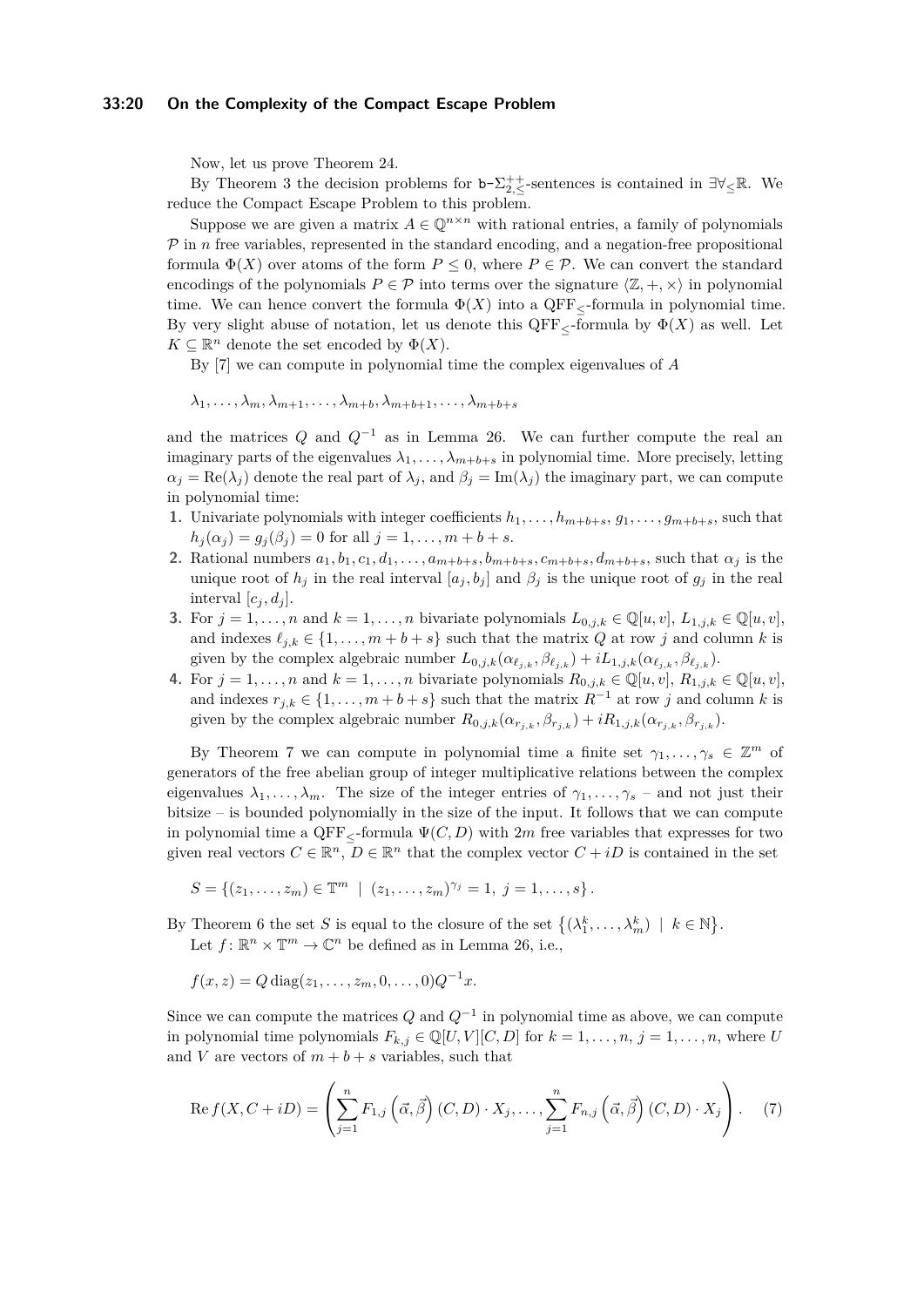Now, let us prove Theorem 24.

By Theorem 3 the decision problems for $\texttt{b-}\Sigma^{++}_{2,\leq}$-sentences is contained in $\exists\forall_{\leq}\mathbb{R}$. We reduce the Compact Escape Problem to this problem.

Suppose we are given a matrix $A \in \mathbb{Q}^{n\times n}$ with rational entries, a family of polynomials $\mathcal{P}$ in $n$ free variables, represented in the standard encoding, and a negation-free propositional formula $\Phi(X)$ over atoms of the form $P \leq 0$, where $P \in \mathcal{P}$. We can convert the standard encodings of the polynomials $P \in \mathcal{P}$ into terms over the signature $\langle \mathbb{Z}, +, \times \rangle$ in polynomial time. We can hence convert the formula $\Phi(X)$ into a $\mathrm{QFF}_{\leq}$-formula in polynomial time. By very slight abuse of notation, let us denote this $\mathrm{QFF}_{\leq}$-formula by $\Phi(X)$ as well. Let $K \subseteq \mathbb{R}^n$ denote the set encoded by $\Phi(X)$.

By [7] we can compute in polynomial time the complex eigenvalues of $A$

$$\lambda_1, \dots, \lambda_m, \lambda_{m+1}, \dots, \lambda_{m+b}, \lambda_{m+b+1}, \dots, \lambda_{m+b+s}$$

and the matrices $Q$ and $Q^{-1}$ as in Lemma 26. We can further compute the real an imaginary parts of the eigenvalues $\lambda_1, \dots, \lambda_{m+b+s}$ in polynomial time. More precisely, letting $\alpha_j = \mathrm{Re}(\lambda_j)$ denote the real part of $\lambda_j$, and $\beta_j = \mathrm{Im}(\lambda_j)$ the imaginary part, we can compute in polynomial time:

1. Univariate polynomials with integer coefficients $h_1, \dots, h_{m+b+s}, g_1, \dots, g_{m+b+s}$, such that $h_j(\alpha_j) = g_j(\beta_j) = 0$ for all $j = 1, \dots, m+b+s$.
2. Rational numbers $a_1, b_1, c_1, d_1, \dots, a_{m+b+s}, b_{m+b+s}, c_{m+b+s}, d_{m+b+s}$, such that $\alpha_j$ is the unique root of $h_j$ in the real interval $[a_j, b_j]$ and $\beta_j$ is the unique root of $g_j$ in the real interval $[c_j, d_j]$.
3. For $j = 1, \dots, n$ and $k = 1, \dots, n$ bivariate polynomials $L_{0,j,k} \in \mathbb{Q}[u, v]$, $L_{1,j,k} \in \mathbb{Q}[u, v]$, and indexes $\ell_{j,k} \in \{1, \dots, m+b+s\}$ such that the matrix $Q$ at row $j$ and column $k$ is given by the complex algebraic number $L_{0,j,k}(\alpha_{\ell_{j,k}}, \beta_{\ell_{j,k}}) + iL_{1,j,k}(\alpha_{\ell_{j,k}}, \beta_{\ell_{j,k}})$.
4. For $j = 1, \dots, n$ and $k = 1, \dots, n$ bivariate polynomials $R_{0,j,k} \in \mathbb{Q}[u, v]$, $R_{1,j,k} \in \mathbb{Q}[u, v]$, and indexes $r_{j,k} \in \{1, \dots, m+b+s\}$ such that the matrix $R^{-1}$ at row $j$ and column $k$ is given by the complex algebraic number $R_{0,j,k}(\alpha_{r_{j,k}}, \beta_{r_{j,k}}) + iR_{1,j,k}(\alpha_{r_{j,k}}, \beta_{r_{j,k}})$.

By Theorem 7 we can compute in polynomial time a finite set $\gamma_1, \dots, \gamma_s \in \mathbb{Z}^m$ of generators of the free abelian group of integer multiplicative relations between the complex eigenvalues $\lambda_1, \dots, \lambda_m$. The size of the integer entries of $\gamma_1, \dots, \gamma_s$ – and not just their bitsize – is bounded polynomially in the size of the input. It follows that we can compute in polynomial time a $\mathrm{QFF}_{\leq}$-formula $\Psi(C, D)$ with $2m$ free variables that expresses for two given real vectors $C \in \mathbb{R}^n$, $D \in \mathbb{R}^n$ that the complex vector $C + iD$ is contained in the set

$$S = \{(z_1, \dots, z_m) \in \mathbb{T}^m \mid (z_1, \dots, z_m)^{\gamma_j} = 1, \ j = 1, \dots, s\}.$$

By Theorem 6 the set $S$ is equal to the closure of the set $\{(\lambda_1^k, \dots, \lambda_m^k) \mid k \in \mathbb{N}\}$.

Let $f\colon \mathbb{R}^n \times \mathbb{T}^m \to \mathbb{C}^n$ be defined as in Lemma 26, i.e.,

$$f(x, z) = Q \,\mathrm{diag}(z_1, \dots, z_m, 0, \dots, 0) Q^{-1} x.$$

Since we can compute the matrices $Q$ and $Q^{-1}$ in polynomial time as above, we can compute in polynomial time polynomials $F_{k,j} \in \mathbb{Q}[U, V][C, D]$ for $k = 1, \dots, n$, $j = 1, \dots, n$, where $U$ and $V$ are vectors of $m+b+s$ variables, such that

$$\mathrm{Re}\, f(X, C + iD) = \left( \sum_{j=1}^{n} F_{1,j}\left(\vec{\alpha}, \vec{\beta}\right)(C, D) \cdot X_j, \dots, \sum_{j=1}^{n} F_{n,j}\left(\vec{\alpha}, \vec{\beta}\right)(C, D) \cdot X_j \right). \quad (7)$$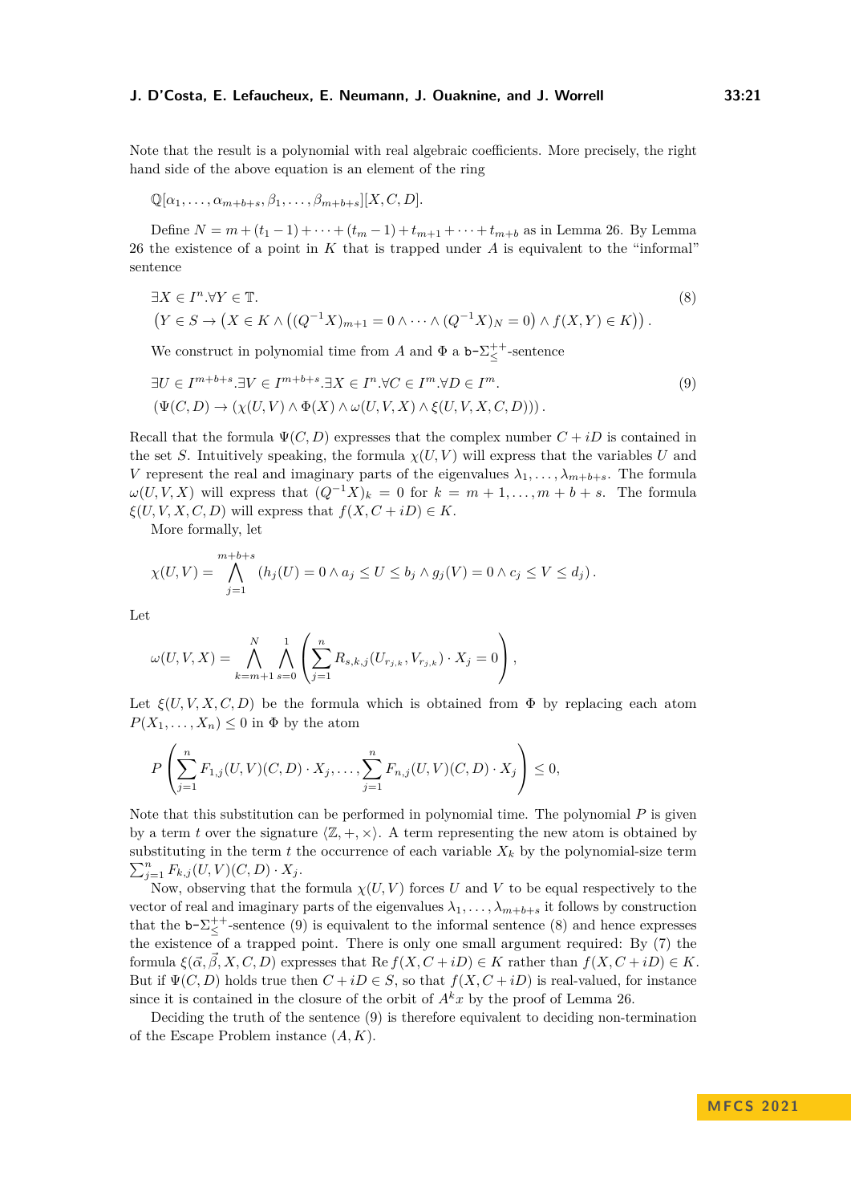Note that the result is a polynomial with real algebraic coefficients. More precisely, the right hand side of the above equation is an element of the ring

$$\mathbb{Q}[\alpha_1, \ldots, \alpha_{m+b+s}, \beta_1, \ldots, \beta_{m+b+s}][X, C, D].$$

Define $N = m + (t_1 - 1) + \cdots + (t_m - 1) + t_{m+1} + \cdots + t_{m+b}$ as in Lemma 26. By Lemma 26 the existence of a point in $K$ that is trapped under $A$ is equivalent to the "informal" sentence

$$\exists X \in I^n . \forall Y \in \mathbb{T}. \tag{8}$$
$$\left(Y \in S \to \left(X \in K \wedge \left((Q^{-1}X)_{m+1} = 0 \wedge \cdots \wedge (Q^{-1}X)_N = 0\right) \wedge f(X, Y) \in K\right)\right).$$

We construct in polynomial time from $A$ and $\Phi$ a $\mathtt{b}\text{-}\Sigma_{\leq}^{++}$-sentence

$$\exists U \in I^{m+b+s} . \exists V \in I^{m+b+s} . \exists X \in I^n . \forall C \in I^m . \forall D \in I^m . \tag{9}$$
$$\left(\Psi(C, D) \to \left(\chi(U, V) \wedge \Phi(X) \wedge \omega(U, V, X) \wedge \xi(U, V, X, C, D)\right)\right).$$

Recall that the formula $\Psi(C, D)$ expresses that the complex number $C + iD$ is contained in the set $S$. Intuitively speaking, the formula $\chi(U, V)$ will express that the variables $U$ and $V$ represent the real and imaginary parts of the eigenvalues $\lambda_1, \ldots, \lambda_{m+b+s}$. The formula $\omega(U, V, X)$ will express that $(Q^{-1}X)_k = 0$ for $k = m+1, \ldots, m+b+s$. The formula $\xi(U, V, X, C, D)$ will express that $f(X, C + iD) \in K$.

More formally, let

$$\chi(U, V) = \bigwedge_{j=1}^{m+b+s} \left(h_j(U) = 0 \wedge a_j \leq U \leq b_j \wedge g_j(V) = 0 \wedge c_j \leq V \leq d_j\right).$$

Let

$$\omega(U, V, X) = \bigwedge_{k=m+1}^{N} \bigwedge_{s=0}^{1} \left(\sum_{j=1}^{n} R_{s,k,j}(U_{r_{j,k}}, V_{r_{j,k}}) \cdot X_j = 0\right),$$

Let $\xi(U, V, X, C, D)$ be the formula which is obtained from $\Phi$ by replacing each atom $P(X_1, \ldots, X_n) \leq 0$ in $\Phi$ by the atom

$$P\left(\sum_{j=1}^{n} F_{1,j}(U, V)(C, D) \cdot X_j, \ldots, \sum_{j=1}^{n} F_{n,j}(U, V)(C, D) \cdot X_j\right) \leq 0,$$

Note that this substitution can be performed in polynomial time. The polynomial $P$ is given by a term $t$ over the signature $\langle \mathbb{Z}, +, \times \rangle$. A term representing the new atom is obtained by substituting in the term $t$ the occurrence of each variable $X_k$ by the polynomial-size term $\sum_{j=1}^{n} F_{k,j}(U, V)(C, D) \cdot X_j$.

Now, observing that the formula $\chi(U, V)$ forces $U$ and $V$ to be equal respectively to the vector of real and imaginary parts of the eigenvalues $\lambda_1, \ldots, \lambda_{m+b+s}$ it follows by construction that the $\mathtt{b}\text{-}\Sigma_{\leq}^{++}$-sentence (9) is equivalent to the informal sentence (8) and hence expresses the existence of a trapped point. There is only one small argument required: By (7) the formula $\xi(\vec{\alpha}, \vec{\beta}, X, C, D)$ expresses that $\operatorname{Re} f(X, C + iD) \in K$ rather than $f(X, C + iD) \in K$. But if $\Psi(C, D)$ holds true then $C + iD \in S$, so that $f(X, C + iD)$ is real-valued, for instance since it is contained in the closure of the orbit of $A^k x$ by the proof of Lemma 26.

Deciding the truth of the sentence (9) is therefore equivalent to deciding non-termination of the Escape Problem instance $(A, K)$.